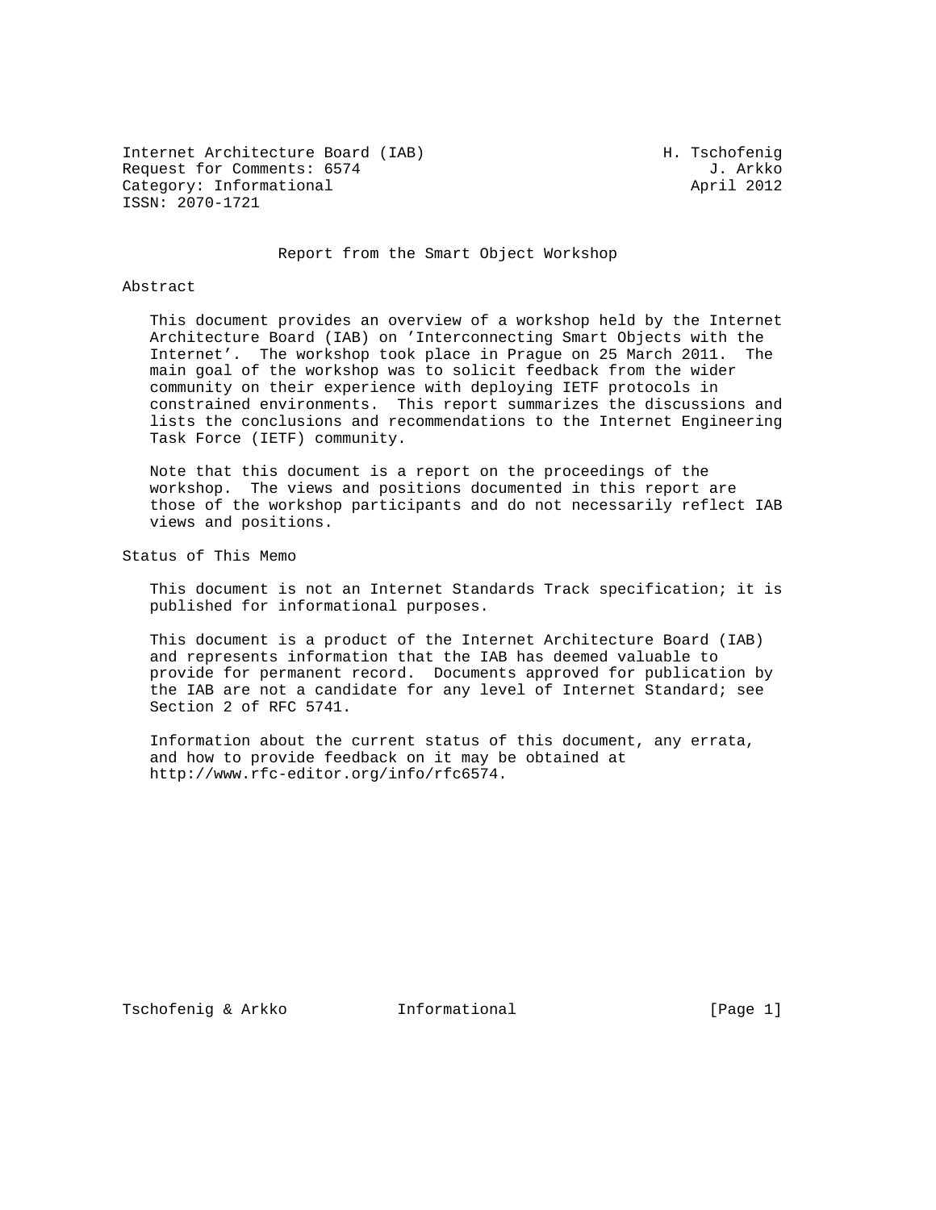Internet Architecture Board (IAB) H. Tschofenig
Request for Comments: 6574 J. Arkko
Category: Informational April 2012
ISSN: 2070-1721

# Report from the Smart Object Workshop

## Abstract

This document provides an overview of a workshop held by the Internet Architecture Board (IAB) on 'Interconnecting Smart Objects with the Internet'. The workshop took place in Prague on 25 March 2011. The main goal of the workshop was to solicit feedback from the wider community on their experience with deploying IETF protocols in constrained environments. This report summarizes the discussions and lists the conclusions and recommendations to the Internet Engineering Task Force (IETF) community.

Note that this document is a report on the proceedings of the workshop. The views and positions documented in this report are those of the workshop participants and do not necessarily reflect IAB views and positions.

## Status of This Memo

This document is not an Internet Standards Track specification; it is published for informational purposes.

This document is a product of the Internet Architecture Board (IAB) and represents information that the IAB has deemed valuable to provide for permanent record. Documents approved for publication by the IAB are not a candidate for any level of Internet Standard; see Section 2 of RFC 5741.

Information about the current status of this document, any errata, and how to provide feedback on it may be obtained at http://www.rfc-editor.org/info/rfc6574.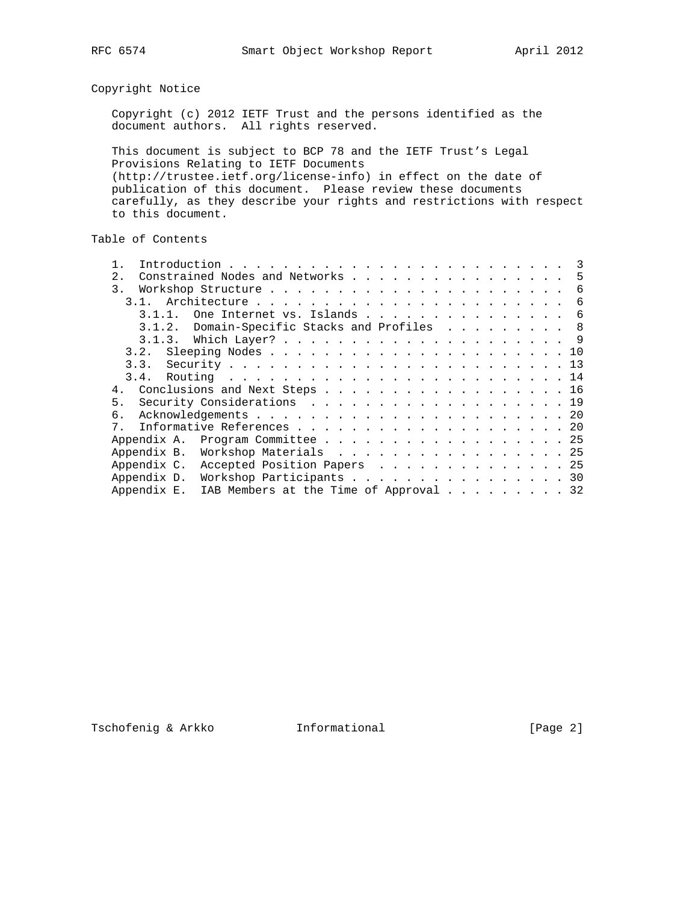## Copyright Notice

Copyright (c) 2012 IETF Trust and the persons identified as the document authors. All rights reserved.

This document is subject to BCP 78 and the IETF Trust's Legal Provisions Relating to IETF Documents (http://trustee.ietf.org/license-info) in effect on the date of publication of this document. Please review these documents carefully, as they describe your rights and restrictions with respect to this document.

## Table of Contents

```
   1.  Introduction . . . . . . . . . . . . . . . . . . . . . . . . .  3
   2.  Constrained Nodes and Networks . . . . . . . . . . . . . . . .  5
   3.  Workshop Structure . . . . . . . . . . . . . . . . . . . . . .  6
     3.1.  Architecture . . . . . . . . . . . . . . . . . . . . . . .  6
       3.1.1.  One Internet vs. Islands . . . . . . . . . . . . . . .  6
       3.1.2.  Domain-Specific Stacks and Profiles  . . . . . . . . .  8
       3.1.3.  Which Layer? . . . . . . . . . . . . . . . . . . . . .  9
     3.2.  Sleeping Nodes . . . . . . . . . . . . . . . . . . . . . . 10
     3.3.  Security . . . . . . . . . . . . . . . . . . . . . . . . . 13
     3.4.  Routing  . . . . . . . . . . . . . . . . . . . . . . . . . 14
   4.  Conclusions and Next Steps . . . . . . . . . . . . . . . . . . 16
   5.  Security Considerations  . . . . . . . . . . . . . . . . . . . 19
   6.  Acknowledgements . . . . . . . . . . . . . . . . . . . . . . . 20
   7.  Informative References . . . . . . . . . . . . . . . . . . . . 20
   Appendix A.  Program Committee . . . . . . . . . . . . . . . . . . 25
   Appendix B.  Workshop Materials  . . . . . . . . . . . . . . . . . 25
   Appendix C.  Accepted Position Papers  . . . . . . . . . . . . . . 25
   Appendix D.  Workshop Participants . . . . . . . . . . . . . . . . 30
   Appendix E.  IAB Members at the Time of Approval . . . . . . . . . 32
```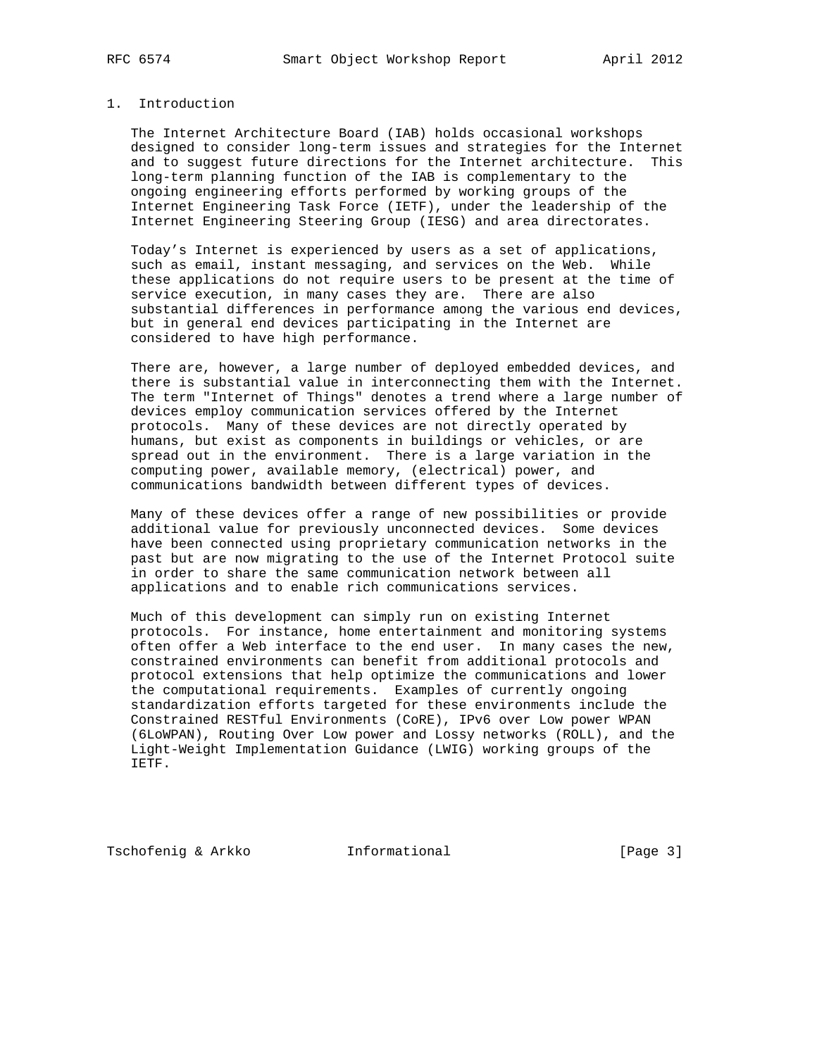# 1. Introduction

The Internet Architecture Board (IAB) holds occasional workshops designed to consider long-term issues and strategies for the Internet and to suggest future directions for the Internet architecture. This long-term planning function of the IAB is complementary to the ongoing engineering efforts performed by working groups of the Internet Engineering Task Force (IETF), under the leadership of the Internet Engineering Steering Group (IESG) and area directorates.

Today's Internet is experienced by users as a set of applications, such as email, instant messaging, and services on the Web. While these applications do not require users to be present at the time of service execution, in many cases they are. There are also substantial differences in performance among the various end devices, but in general end devices participating in the Internet are considered to have high performance.

There are, however, a large number of deployed embedded devices, and there is substantial value in interconnecting them with the Internet. The term "Internet of Things" denotes a trend where a large number of devices employ communication services offered by the Internet protocols. Many of these devices are not directly operated by humans, but exist as components in buildings or vehicles, or are spread out in the environment. There is a large variation in the computing power, available memory, (electrical) power, and communications bandwidth between different types of devices.

Many of these devices offer a range of new possibilities or provide additional value for previously unconnected devices. Some devices have been connected using proprietary communication networks in the past but are now migrating to the use of the Internet Protocol suite in order to share the same communication network between all applications and to enable rich communications services.

Much of this development can simply run on existing Internet protocols. For instance, home entertainment and monitoring systems often offer a Web interface to the end user. In many cases the new, constrained environments can benefit from additional protocols and protocol extensions that help optimize the communications and lower the computational requirements. Examples of currently ongoing standardization efforts targeted for these environments include the Constrained RESTful Environments (CoRE), IPv6 over Low power WPAN (6LoWPAN), Routing Over Low power and Lossy networks (ROLL), and the Light-Weight Implementation Guidance (LWIG) working groups of the IETF.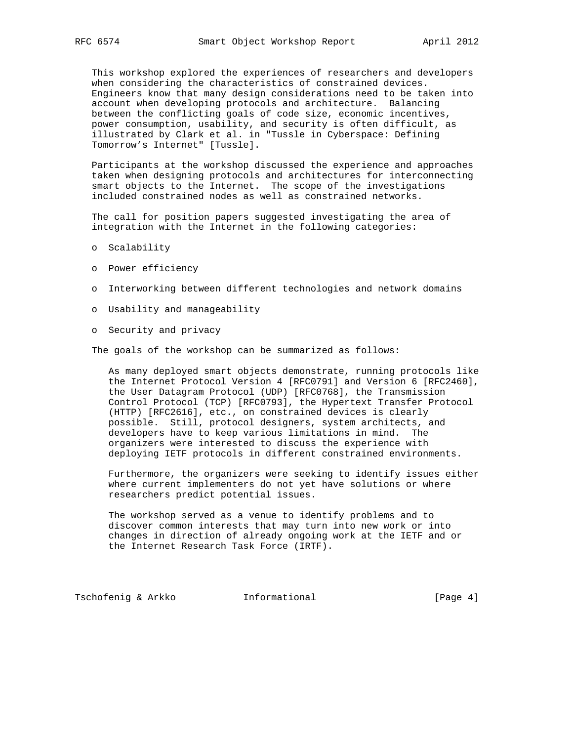This workshop explored the experiences of researchers and developers when considering the characteristics of constrained devices. Engineers know that many design considerations need to be taken into account when developing protocols and architecture. Balancing between the conflicting goals of code size, economic incentives, power consumption, usability, and security is often difficult, as illustrated by Clark et al. in "Tussle in Cyberspace: Defining Tomorrow's Internet" [Tussle].

Participants at the workshop discussed the experience and approaches taken when designing protocols and architectures for interconnecting smart objects to the Internet. The scope of the investigations included constrained nodes as well as constrained networks.

The call for position papers suggested investigating the area of integration with the Internet in the following categories:

- Scalability
- Power efficiency
- Interworking between different technologies and network domains
- Usability and manageability
- Security and privacy

The goals of the workshop can be summarized as follows:

> As many deployed smart objects demonstrate, running protocols like the Internet Protocol Version 4 [RFC0791] and Version 6 [RFC2460], the User Datagram Protocol (UDP) [RFC0768], the Transmission Control Protocol (TCP) [RFC0793], the Hypertext Transfer Protocol (HTTP) [RFC2616], etc., on constrained devices is clearly possible. Still, protocol designers, system architects, and developers have to keep various limitations in mind. The organizers were interested to discuss the experience with deploying IETF protocols in different constrained environments.
>
> Furthermore, the organizers were seeking to identify issues either where current implementers do not yet have solutions or where researchers predict potential issues.
>
> The workshop served as a venue to identify problems and to discover common interests that may turn into new work or into changes in direction of already ongoing work at the IETF and or the Internet Research Task Force (IRTF).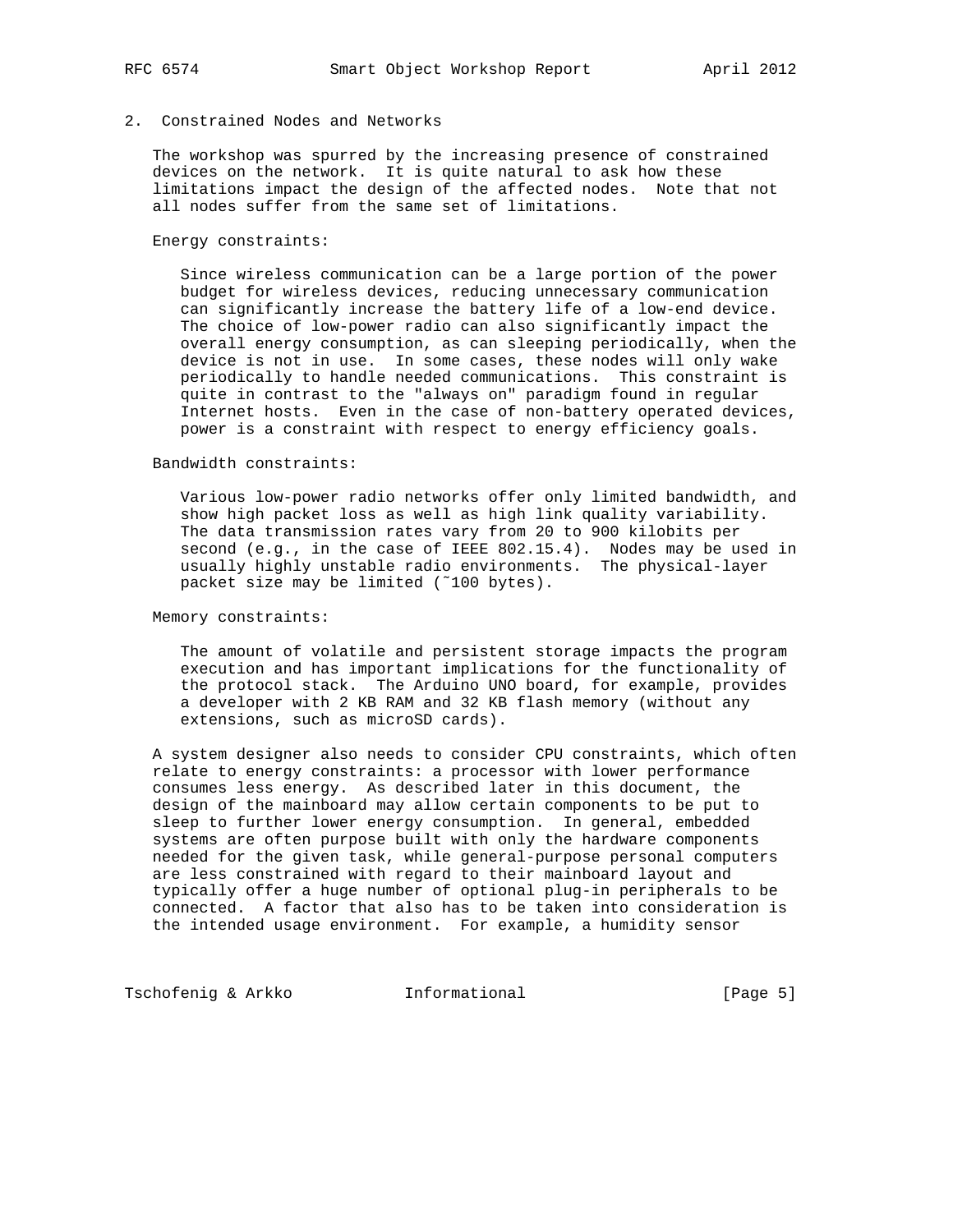## 2. Constrained Nodes and Networks

The workshop was spurred by the increasing presence of constrained devices on the network. It is quite natural to ask how these limitations impact the design of the affected nodes. Note that not all nodes suffer from the same set of limitations.

Energy constraints:

Since wireless communication can be a large portion of the power budget for wireless devices, reducing unnecessary communication can significantly increase the battery life of a low-end device. The choice of low-power radio can also significantly impact the overall energy consumption, as can sleeping periodically, when the device is not in use. In some cases, these nodes will only wake periodically to handle needed communications. This constraint is quite in contrast to the "always on" paradigm found in regular Internet hosts. Even in the case of non-battery operated devices, power is a constraint with respect to energy efficiency goals.

Bandwidth constraints:

Various low-power radio networks offer only limited bandwidth, and show high packet loss as well as high link quality variability. The data transmission rates vary from 20 to 900 kilobits per second (e.g., in the case of IEEE 802.15.4). Nodes may be used in usually highly unstable radio environments. The physical-layer packet size may be limited (~100 bytes).

Memory constraints:

The amount of volatile and persistent storage impacts the program execution and has important implications for the functionality of the protocol stack. The Arduino UNO board, for example, provides a developer with 2 KB RAM and 32 KB flash memory (without any extensions, such as microSD cards).

A system designer also needs to consider CPU constraints, which often relate to energy constraints: a processor with lower performance consumes less energy. As described later in this document, the design of the mainboard may allow certain components to be put to sleep to further lower energy consumption. In general, embedded systems are often purpose built with only the hardware components needed for the given task, while general-purpose personal computers are less constrained with regard to their mainboard layout and typically offer a huge number of optional plug-in peripherals to be connected. A factor that also has to be taken into consideration is the intended usage environment. For example, a humidity sensor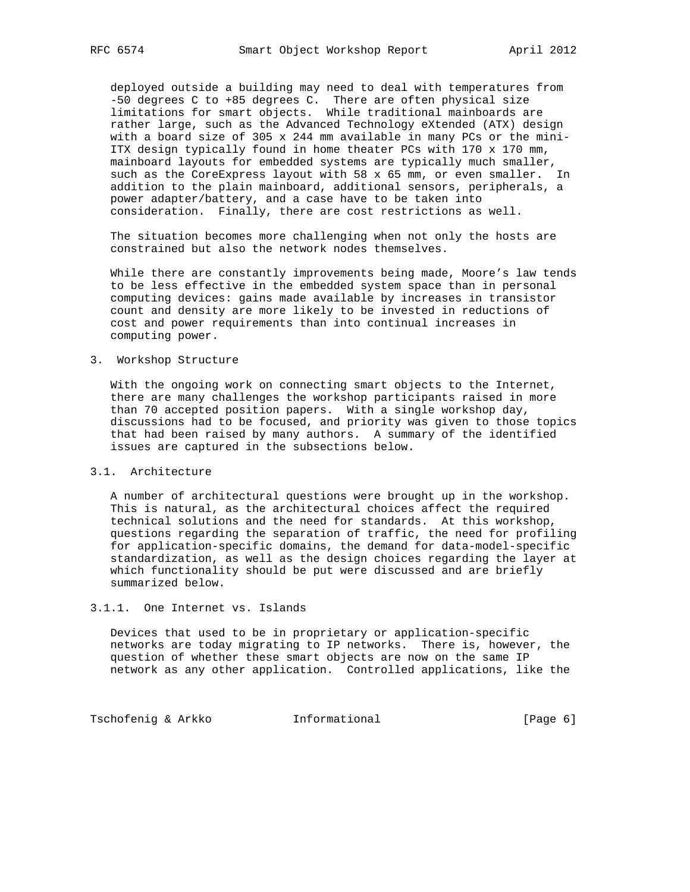deployed outside a building may need to deal with temperatures from -50 degrees C to +85 degrees C. There are often physical size limitations for smart objects. While traditional mainboards are rather large, such as the Advanced Technology eXtended (ATX) design with a board size of 305 x 244 mm available in many PCs or the mini-ITX design typically found in home theater PCs with 170 x 170 mm, mainboard layouts for embedded systems are typically much smaller, such as the CoreExpress layout with 58 x 65 mm, or even smaller. In addition to the plain mainboard, additional sensors, peripherals, a power adapter/battery, and a case have to be taken into consideration. Finally, there are cost restrictions as well.

The situation becomes more challenging when not only the hosts are constrained but also the network nodes themselves.

While there are constantly improvements being made, Moore's law tends to be less effective in the embedded system space than in personal computing devices: gains made available by increases in transistor count and density are more likely to be invested in reductions of cost and power requirements than into continual increases in computing power.

## 3. Workshop Structure

With the ongoing work on connecting smart objects to the Internet, there are many challenges the workshop participants raised in more than 70 accepted position papers. With a single workshop day, discussions had to be focused, and priority was given to those topics that had been raised by many authors. A summary of the identified issues are captured in the subsections below.

### 3.1. Architecture

A number of architectural questions were brought up in the workshop. This is natural, as the architectural choices affect the required technical solutions and the need for standards. At this workshop, questions regarding the separation of traffic, the need for profiling for application-specific domains, the demand for data-model-specific standardization, as well as the design choices regarding the layer at which functionality should be put were discussed and are briefly summarized below.

#### 3.1.1. One Internet vs. Islands

Devices that used to be in proprietary or application-specific networks are today migrating to IP networks. There is, however, the question of whether these smart objects are now on the same IP network as any other application. Controlled applications, like the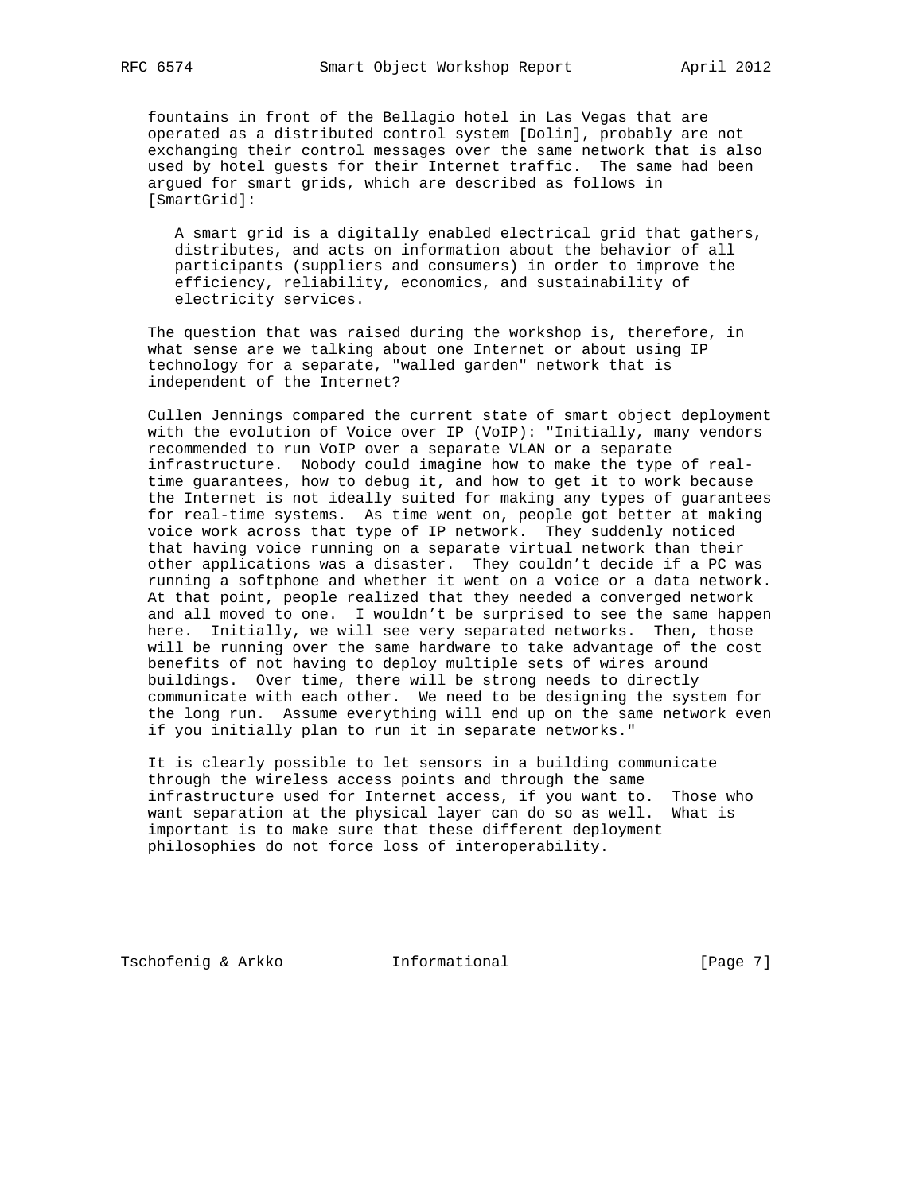fountains in front of the Bellagio hotel in Las Vegas that are operated as a distributed control system [Dolin], probably are not exchanging their control messages over the same network that is also used by hotel guests for their Internet traffic. The same had been argued for smart grids, which are described as follows in [SmartGrid]:

> A smart grid is a digitally enabled electrical grid that gathers, distributes, and acts on information about the behavior of all participants (suppliers and consumers) in order to improve the efficiency, reliability, economics, and sustainability of electricity services.

The question that was raised during the workshop is, therefore, in what sense are we talking about one Internet or about using IP technology for a separate, "walled garden" network that is independent of the Internet?

Cullen Jennings compared the current state of smart object deployment with the evolution of Voice over IP (VoIP): "Initially, many vendors recommended to run VoIP over a separate VLAN or a separate infrastructure. Nobody could imagine how to make the type of real-time guarantees, how to debug it, and how to get it to work because the Internet is not ideally suited for making any types of guarantees for real-time systems. As time went on, people got better at making voice work across that type of IP network. They suddenly noticed that having voice running on a separate virtual network than their other applications was a disaster. They couldn't decide if a PC was running a softphone and whether it went on a voice or a data network. At that point, people realized that they needed a converged network and all moved to one. I wouldn't be surprised to see the same happen here. Initially, we will see very separated networks. Then, those will be running over the same hardware to take advantage of the cost benefits of not having to deploy multiple sets of wires around buildings. Over time, there will be strong needs to directly communicate with each other. We need to be designing the system for the long run. Assume everything will end up on the same network even if you initially plan to run it in separate networks."

It is clearly possible to let sensors in a building communicate through the wireless access points and through the same infrastructure used for Internet access, if you want to. Those who want separation at the physical layer can do so as well. What is important is to make sure that these different deployment philosophies do not force loss of interoperability.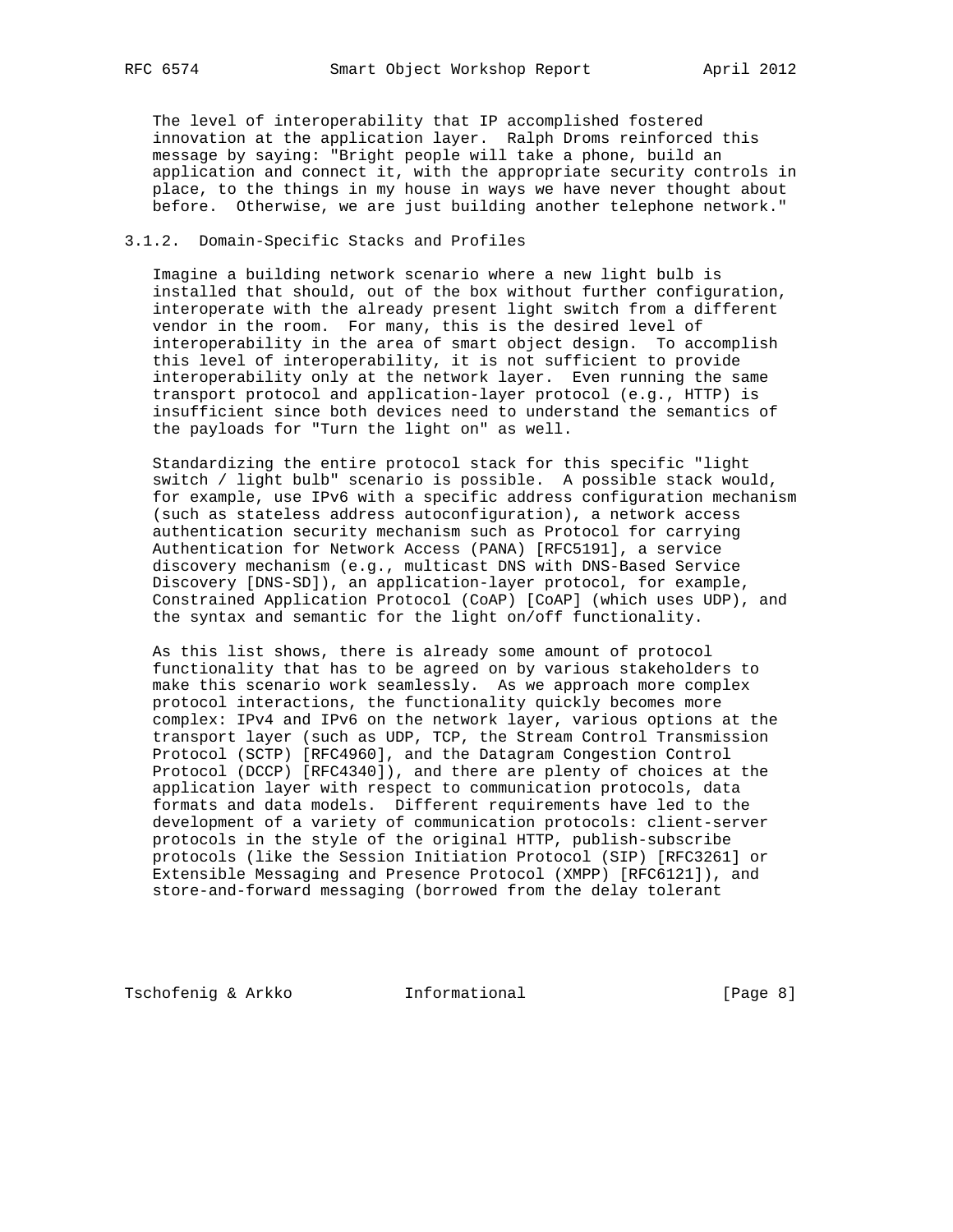The level of interoperability that IP accomplished fostered innovation at the application layer. Ralph Droms reinforced this message by saying: "Bright people will take a phone, build an application and connect it, with the appropriate security controls in place, to the things in my house in ways we have never thought about before. Otherwise, we are just building another telephone network."

### 3.1.2. Domain-Specific Stacks and Profiles

Imagine a building network scenario where a new light bulb is installed that should, out of the box without further configuration, interoperate with the already present light switch from a different vendor in the room. For many, this is the desired level of interoperability in the area of smart object design. To accomplish this level of interoperability, it is not sufficient to provide interoperability only at the network layer. Even running the same transport protocol and application-layer protocol (e.g., HTTP) is insufficient since both devices need to understand the semantics of the payloads for "Turn the light on" as well.

Standardizing the entire protocol stack for this specific "light switch / light bulb" scenario is possible. A possible stack would, for example, use IPv6 with a specific address configuration mechanism (such as stateless address autoconfiguration), a network access authentication security mechanism such as Protocol for carrying Authentication for Network Access (PANA) [RFC5191], a service discovery mechanism (e.g., multicast DNS with DNS-Based Service Discovery [DNS-SD]), an application-layer protocol, for example, Constrained Application Protocol (CoAP) [CoAP] (which uses UDP), and the syntax and semantic for the light on/off functionality.

As this list shows, there is already some amount of protocol functionality that has to be agreed on by various stakeholders to make this scenario work seamlessly. As we approach more complex protocol interactions, the functionality quickly becomes more complex: IPv4 and IPv6 on the network layer, various options at the transport layer (such as UDP, TCP, the Stream Control Transmission Protocol (SCTP) [RFC4960], and the Datagram Congestion Control Protocol (DCCP) [RFC4340]), and there are plenty of choices at the application layer with respect to communication protocols, data formats and data models. Different requirements have led to the development of a variety of communication protocols: client-server protocols in the style of the original HTTP, publish-subscribe protocols (like the Session Initiation Protocol (SIP) [RFC3261] or Extensible Messaging and Presence Protocol (XMPP) [RFC6121]), and store-and-forward messaging (borrowed from the delay tolerant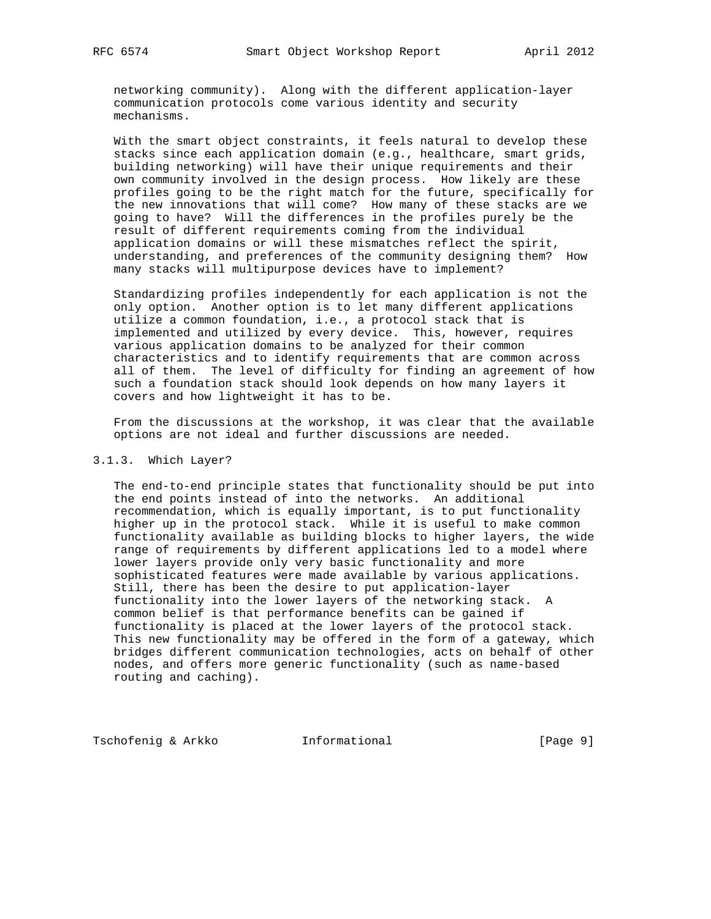networking community). Along with the different application-layer communication protocols come various identity and security mechanisms.

With the smart object constraints, it feels natural to develop these stacks since each application domain (e.g., healthcare, smart grids, building networking) will have their unique requirements and their own community involved in the design process. How likely are these profiles going to be the right match for the future, specifically for the new innovations that will come? How many of these stacks are we going to have? Will the differences in the profiles purely be the result of different requirements coming from the individual application domains or will these mismatches reflect the spirit, understanding, and preferences of the community designing them? How many stacks will multipurpose devices have to implement?

Standardizing profiles independently for each application is not the only option. Another option is to let many different applications utilize a common foundation, i.e., a protocol stack that is implemented and utilized by every device. This, however, requires various application domains to be analyzed for their common characteristics and to identify requirements that are common across all of them. The level of difficulty for finding an agreement of how such a foundation stack should look depends on how many layers it covers and how lightweight it has to be.

From the discussions at the workshop, it was clear that the available options are not ideal and further discussions are needed.

### 3.1.3. Which Layer?

The end-to-end principle states that functionality should be put into the end points instead of into the networks. An additional recommendation, which is equally important, is to put functionality higher up in the protocol stack. While it is useful to make common functionality available as building blocks to higher layers, the wide range of requirements by different applications led to a model where lower layers provide only very basic functionality and more sophisticated features were made available by various applications. Still, there has been the desire to put application-layer functionality into the lower layers of the networking stack. A common belief is that performance benefits can be gained if functionality is placed at the lower layers of the protocol stack. This new functionality may be offered in the form of a gateway, which bridges different communication technologies, acts on behalf of other nodes, and offers more generic functionality (such as name-based routing and caching).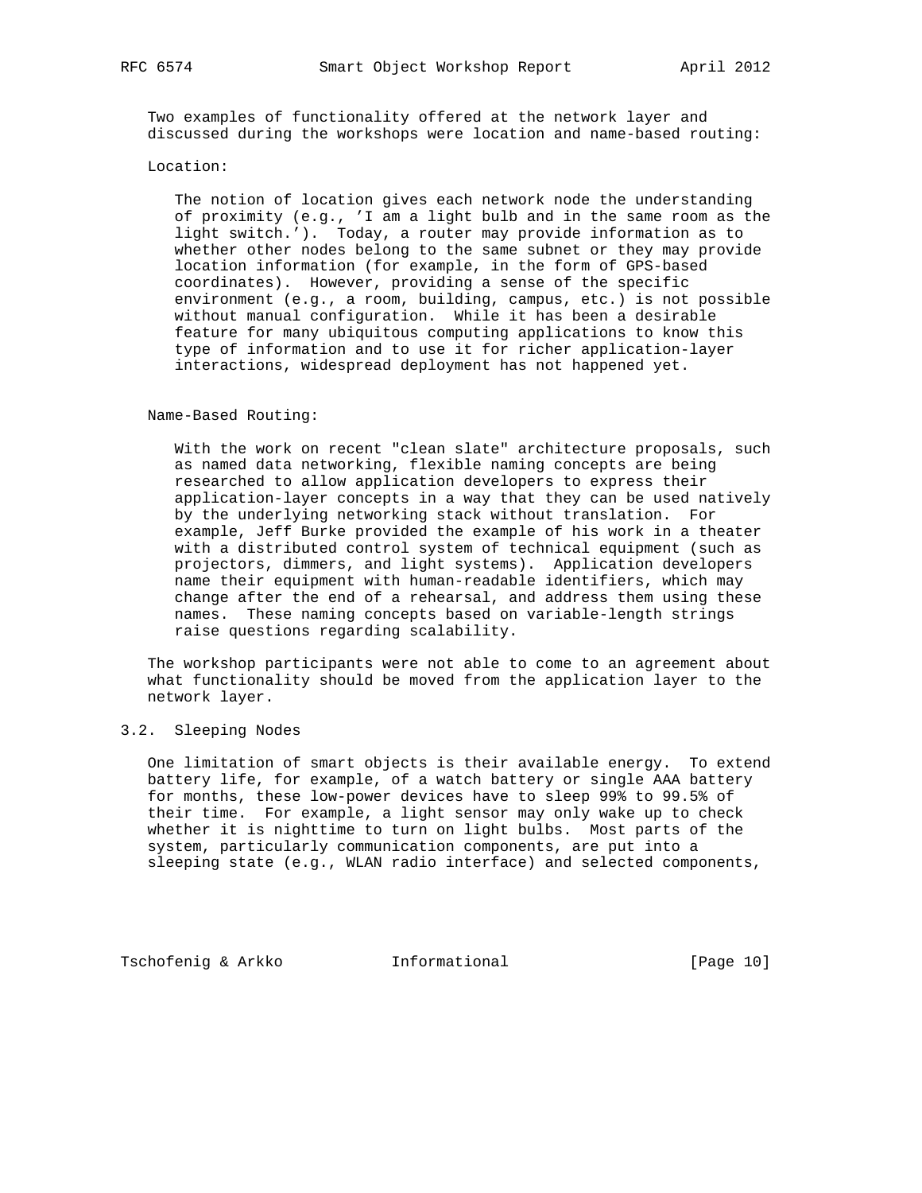Two examples of functionality offered at the network layer and discussed during the workshops were location and name-based routing:

Location:

The notion of location gives each network node the understanding of proximity (e.g., 'I am a light bulb and in the same room as the light switch.'). Today, a router may provide information as to whether other nodes belong to the same subnet or they may provide location information (for example, in the form of GPS-based coordinates). However, providing a sense of the specific environment (e.g., a room, building, campus, etc.) is not possible without manual configuration. While it has been a desirable feature for many ubiquitous computing applications to know this type of information and to use it for richer application-layer interactions, widespread deployment has not happened yet.

Name-Based Routing:

With the work on recent "clean slate" architecture proposals, such as named data networking, flexible naming concepts are being researched to allow application developers to express their application-layer concepts in a way that they can be used natively by the underlying networking stack without translation. For example, Jeff Burke provided the example of his work in a theater with a distributed control system of technical equipment (such as projectors, dimmers, and light systems). Application developers name their equipment with human-readable identifiers, which may change after the end of a rehearsal, and address them using these names. These naming concepts based on variable-length strings raise questions regarding scalability.

The workshop participants were not able to come to an agreement about what functionality should be moved from the application layer to the network layer.

### 3.2. Sleeping Nodes

One limitation of smart objects is their available energy. To extend battery life, for example, of a watch battery or single AAA battery for months, these low-power devices have to sleep 99% to 99.5% of their time. For example, a light sensor may only wake up to check whether it is nighttime to turn on light bulbs. Most parts of the system, particularly communication components, are put into a sleeping state (e.g., WLAN radio interface) and selected components,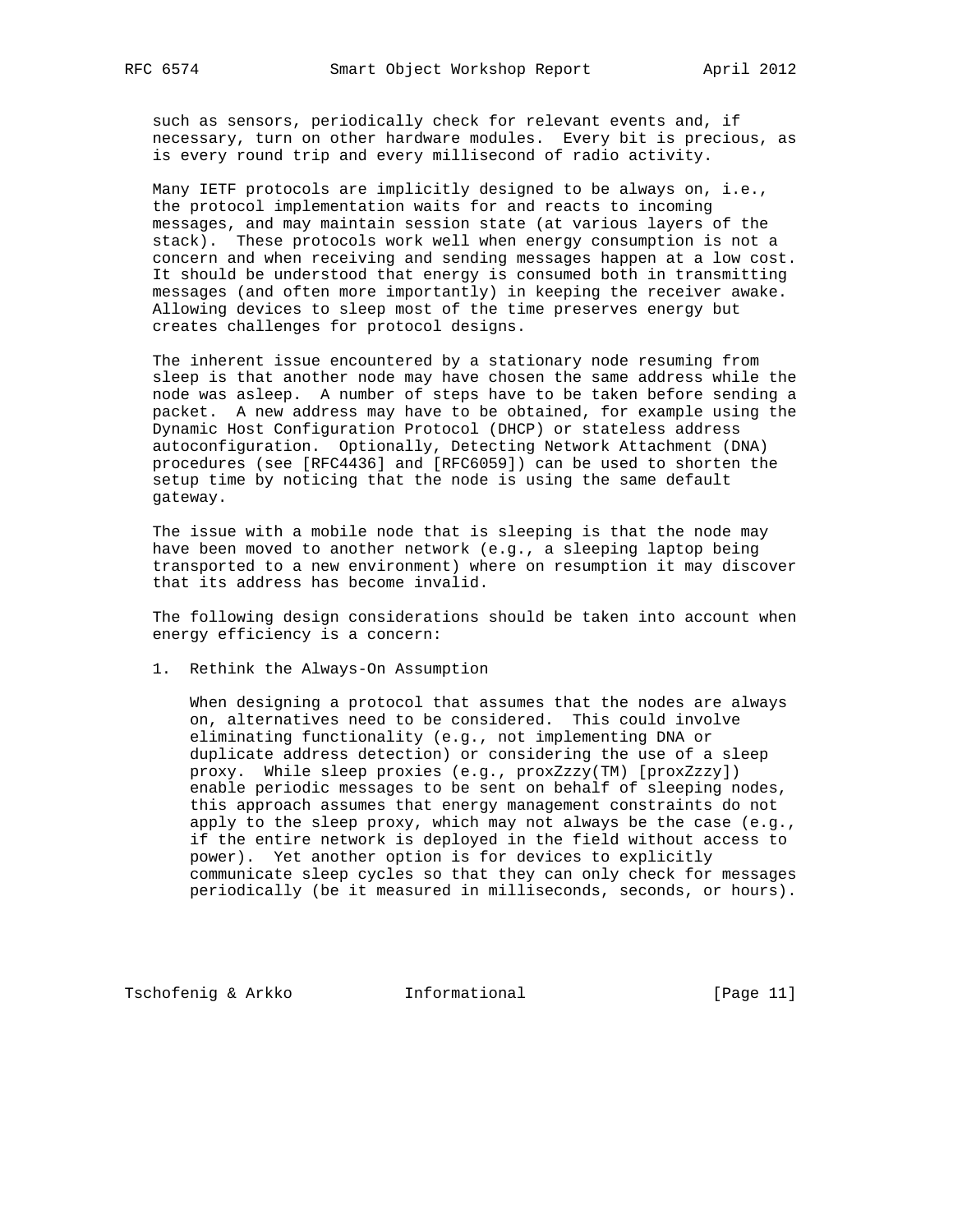such as sensors, periodically check for relevant events and, if necessary, turn on other hardware modules. Every bit is precious, as is every round trip and every millisecond of radio activity.

Many IETF protocols are implicitly designed to be always on, i.e., the protocol implementation waits for and reacts to incoming messages, and may maintain session state (at various layers of the stack). These protocols work well when energy consumption is not a concern and when receiving and sending messages happen at a low cost. It should be understood that energy is consumed both in transmitting messages (and often more importantly) in keeping the receiver awake. Allowing devices to sleep most of the time preserves energy but creates challenges for protocol designs.

The inherent issue encountered by a stationary node resuming from sleep is that another node may have chosen the same address while the node was asleep. A number of steps have to be taken before sending a packet. A new address may have to be obtained, for example using the Dynamic Host Configuration Protocol (DHCP) or stateless address autoconfiguration. Optionally, Detecting Network Attachment (DNA) procedures (see [RFC4436] and [RFC6059]) can be used to shorten the setup time by noticing that the node is using the same default gateway.

The issue with a mobile node that is sleeping is that the node may have been moved to another network (e.g., a sleeping laptop being transported to a new environment) where on resumption it may discover that its address has become invalid.

The following design considerations should be taken into account when energy efficiency is a concern:

1. Rethink the Always-On Assumption

   When designing a protocol that assumes that the nodes are always on, alternatives need to be considered. This could involve eliminating functionality (e.g., not implementing DNA or duplicate address detection) or considering the use of a sleep proxy. While sleep proxies (e.g., proxZzzy(TM) [proxZzzy]) enable periodic messages to be sent on behalf of sleeping nodes, this approach assumes that energy management constraints do not apply to the sleep proxy, which may not always be the case (e.g., if the entire network is deployed in the field without access to power). Yet another option is for devices to explicitly communicate sleep cycles so that they can only check for messages periodically (be it measured in milliseconds, seconds, or hours).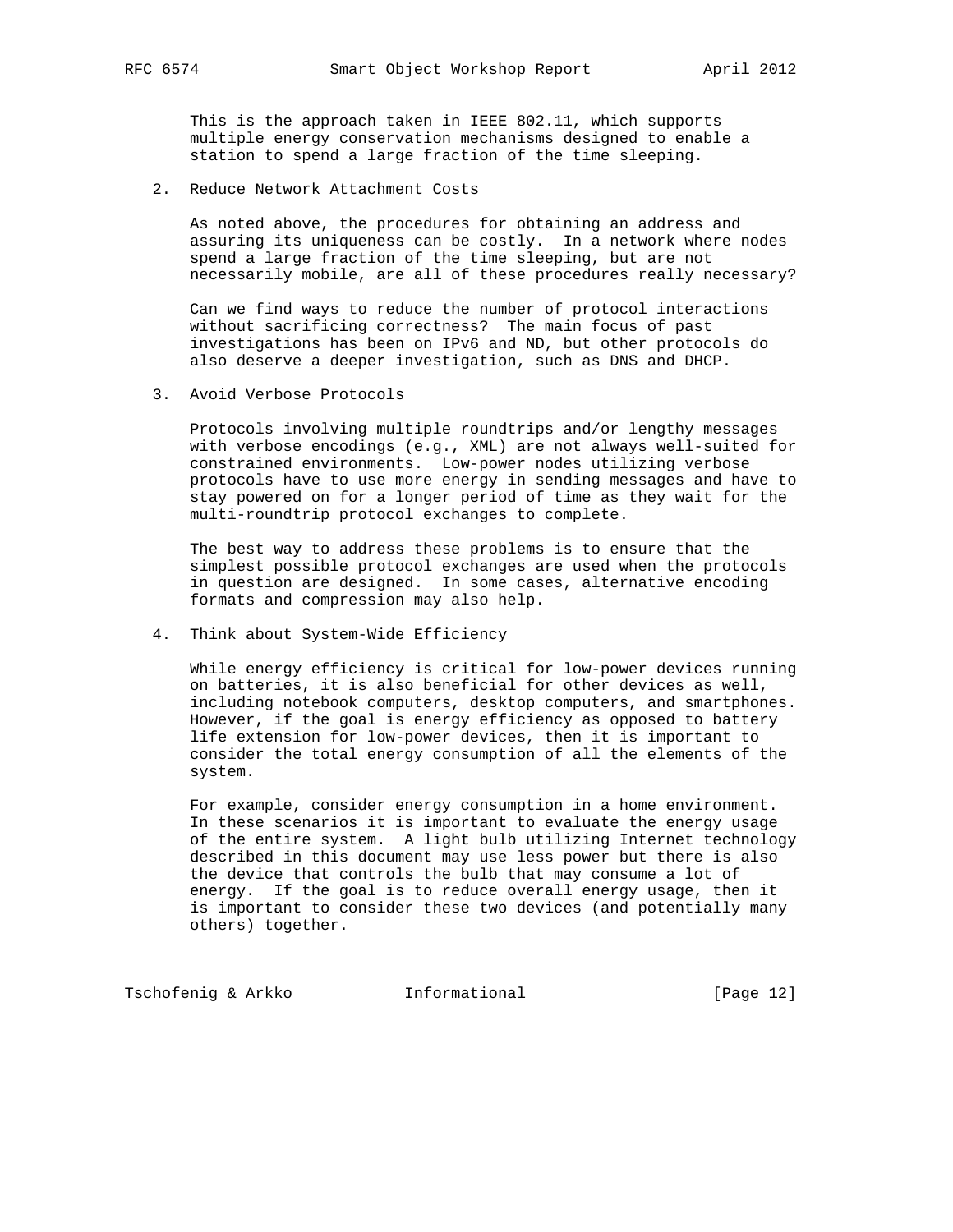This is the approach taken in IEEE 802.11, which supports multiple energy conservation mechanisms designed to enable a station to spend a large fraction of the time sleeping.

2. Reduce Network Attachment Costs

   As noted above, the procedures for obtaining an address and assuring its uniqueness can be costly. In a network where nodes spend a large fraction of the time sleeping, but are not necessarily mobile, are all of these procedures really necessary?

   Can we find ways to reduce the number of protocol interactions without sacrificing correctness? The main focus of past investigations has been on IPv6 and ND, but other protocols do also deserve a deeper investigation, such as DNS and DHCP.

3. Avoid Verbose Protocols

   Protocols involving multiple roundtrips and/or lengthy messages with verbose encodings (e.g., XML) are not always well-suited for constrained environments. Low-power nodes utilizing verbose protocols have to use more energy in sending messages and have to stay powered on for a longer period of time as they wait for the multi-roundtrip protocol exchanges to complete.

   The best way to address these problems is to ensure that the simplest possible protocol exchanges are used when the protocols in question are designed. In some cases, alternative encoding formats and compression may also help.

4. Think about System-Wide Efficiency

   While energy efficiency is critical for low-power devices running on batteries, it is also beneficial for other devices as well, including notebook computers, desktop computers, and smartphones. However, if the goal is energy efficiency as opposed to battery life extension for low-power devices, then it is important to consider the total energy consumption of all the elements of the system.

   For example, consider energy consumption in a home environment. In these scenarios it is important to evaluate the energy usage of the entire system. A light bulb utilizing Internet technology described in this document may use less power but there is also the device that controls the bulb that may consume a lot of energy. If the goal is to reduce overall energy usage, then it is important to consider these two devices (and potentially many others) together.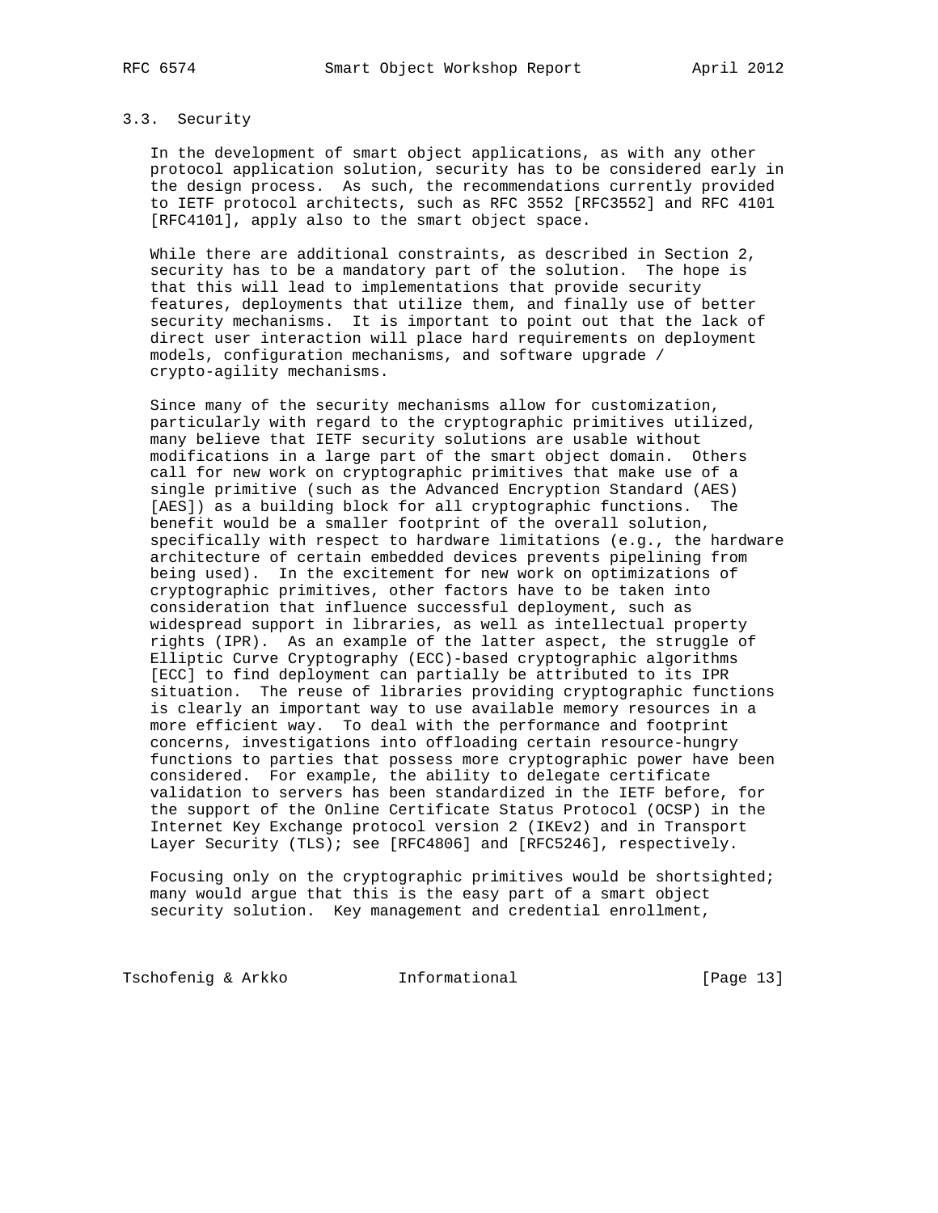### 3.3. Security

In the development of smart object applications, as with any other protocol application solution, security has to be considered early in the design process. As such, the recommendations currently provided to IETF protocol architects, such as RFC 3552 [RFC3552] and RFC 4101 [RFC4101], apply also to the smart object space.

While there are additional constraints, as described in Section 2, security has to be a mandatory part of the solution. The hope is that this will lead to implementations that provide security features, deployments that utilize them, and finally use of better security mechanisms. It is important to point out that the lack of direct user interaction will place hard requirements on deployment models, configuration mechanisms, and software upgrade / crypto-agility mechanisms.

Since many of the security mechanisms allow for customization, particularly with regard to the cryptographic primitives utilized, many believe that IETF security solutions are usable without modifications in a large part of the smart object domain. Others call for new work on cryptographic primitives that make use of a single primitive (such as the Advanced Encryption Standard (AES) [AES]) as a building block for all cryptographic functions. The benefit would be a smaller footprint of the overall solution, specifically with respect to hardware limitations (e.g., the hardware architecture of certain embedded devices prevents pipelining from being used). In the excitement for new work on optimizations of cryptographic primitives, other factors have to be taken into consideration that influence successful deployment, such as widespread support in libraries, as well as intellectual property rights (IPR). As an example of the latter aspect, the struggle of Elliptic Curve Cryptography (ECC)-based cryptographic algorithms [ECC] to find deployment can partially be attributed to its IPR situation. The reuse of libraries providing cryptographic functions is clearly an important way to use available memory resources in a more efficient way. To deal with the performance and footprint concerns, investigations into offloading certain resource-hungry functions to parties that possess more cryptographic power have been considered. For example, the ability to delegate certificate validation to servers has been standardized in the IETF before, for the support of the Online Certificate Status Protocol (OCSP) in the Internet Key Exchange protocol version 2 (IKEv2) and in Transport Layer Security (TLS); see [RFC4806] and [RFC5246], respectively.

Focusing only on the cryptographic primitives would be shortsighted; many would argue that this is the easy part of a smart object security solution. Key management and credential enrollment,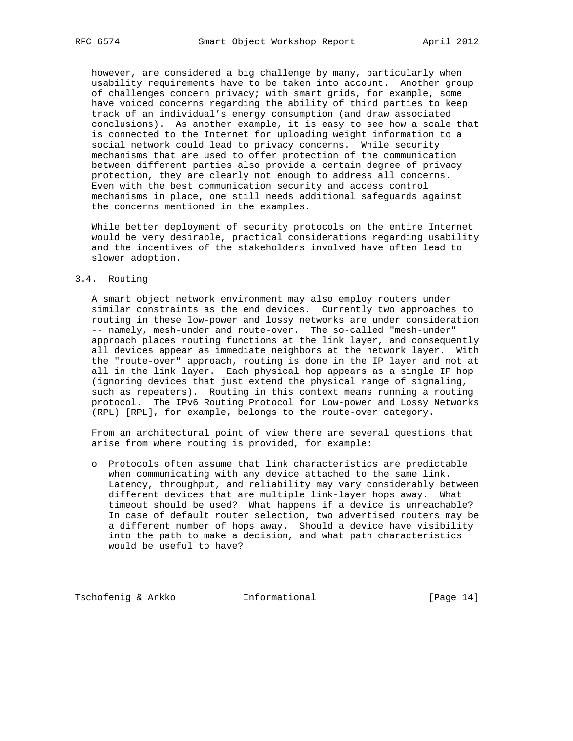however, are considered a big challenge by many, particularly when usability requirements have to be taken into account. Another group of challenges concern privacy; with smart grids, for example, some have voiced concerns regarding the ability of third parties to keep track of an individual's energy consumption (and draw associated conclusions). As another example, it is easy to see how a scale that is connected to the Internet for uploading weight information to a social network could lead to privacy concerns. While security mechanisms that are used to offer protection of the communication between different parties also provide a certain degree of privacy protection, they are clearly not enough to address all concerns. Even with the best communication security and access control mechanisms in place, one still needs additional safeguards against the concerns mentioned in the examples.

While better deployment of security protocols on the entire Internet would be very desirable, practical considerations regarding usability and the incentives of the stakeholders involved have often lead to slower adoption.

### 3.4. Routing

A smart object network environment may also employ routers under similar constraints as the end devices. Currently two approaches to routing in these low-power and lossy networks are under consideration -- namely, mesh-under and route-over. The so-called "mesh-under" approach places routing functions at the link layer, and consequently all devices appear as immediate neighbors at the network layer. With the "route-over" approach, routing is done in the IP layer and not at all in the link layer. Each physical hop appears as a single IP hop (ignoring devices that just extend the physical range of signaling, such as repeaters). Routing in this context means running a routing protocol. The IPv6 Routing Protocol for Low-power and Lossy Networks (RPL) [RPL], for example, belongs to the route-over category.

From an architectural point of view there are several questions that arise from where routing is provided, for example:

- Protocols often assume that link characteristics are predictable when communicating with any device attached to the same link. Latency, throughput, and reliability may vary considerably between different devices that are multiple link-layer hops away. What timeout should be used? What happens if a device is unreachable? In case of default router selection, two advertised routers may be a different number of hops away. Should a device have visibility into the path to make a decision, and what path characteristics would be useful to have?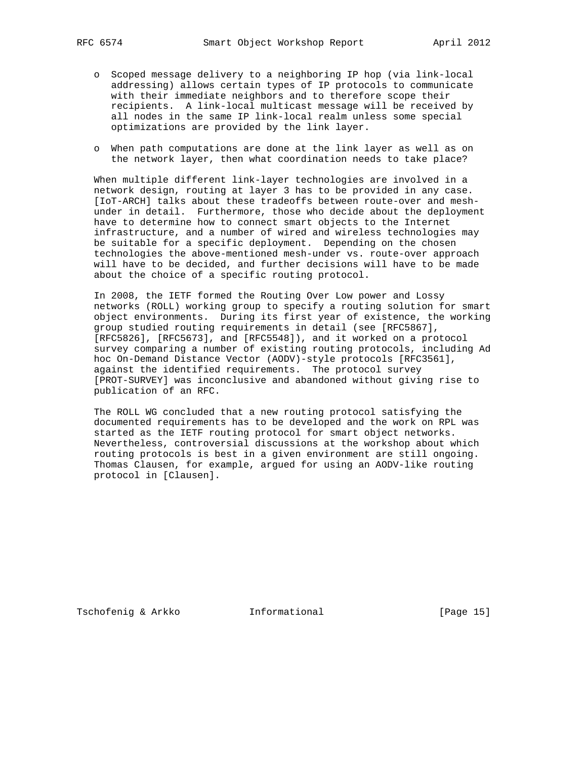- Scoped message delivery to a neighboring IP hop (via link-local addressing) allows certain types of IP protocols to communicate with their immediate neighbors and to therefore scope their recipients. A link-local multicast message will be received by all nodes in the same IP link-local realm unless some special optimizations are provided by the link layer.

- When path computations are done at the link layer as well as on the network layer, then what coordination needs to take place?

When multiple different link-layer technologies are involved in a network design, routing at layer 3 has to be provided in any case. [IoT-ARCH] talks about these tradeoffs between route-over and mesh-under in detail. Furthermore, those who decide about the deployment have to determine how to connect smart objects to the Internet infrastructure, and a number of wired and wireless technologies may be suitable for a specific deployment. Depending on the chosen technologies the above-mentioned mesh-under vs. route-over approach will have to be decided, and further decisions will have to be made about the choice of a specific routing protocol.

In 2008, the IETF formed the Routing Over Low power and Lossy networks (ROLL) working group to specify a routing solution for smart object environments. During its first year of existence, the working group studied routing requirements in detail (see [RFC5867], [RFC5826], [RFC5673], and [RFC5548]), and it worked on a protocol survey comparing a number of existing routing protocols, including Ad hoc On-Demand Distance Vector (AODV)-style protocols [RFC3561], against the identified requirements. The protocol survey [PROT-SURVEY] was inconclusive and abandoned without giving rise to publication of an RFC.

The ROLL WG concluded that a new routing protocol satisfying the documented requirements has to be developed and the work on RPL was started as the IETF routing protocol for smart object networks. Nevertheless, controversial discussions at the workshop about which routing protocols is best in a given environment are still ongoing. Thomas Clausen, for example, argued for using an AODV-like routing protocol in [Clausen].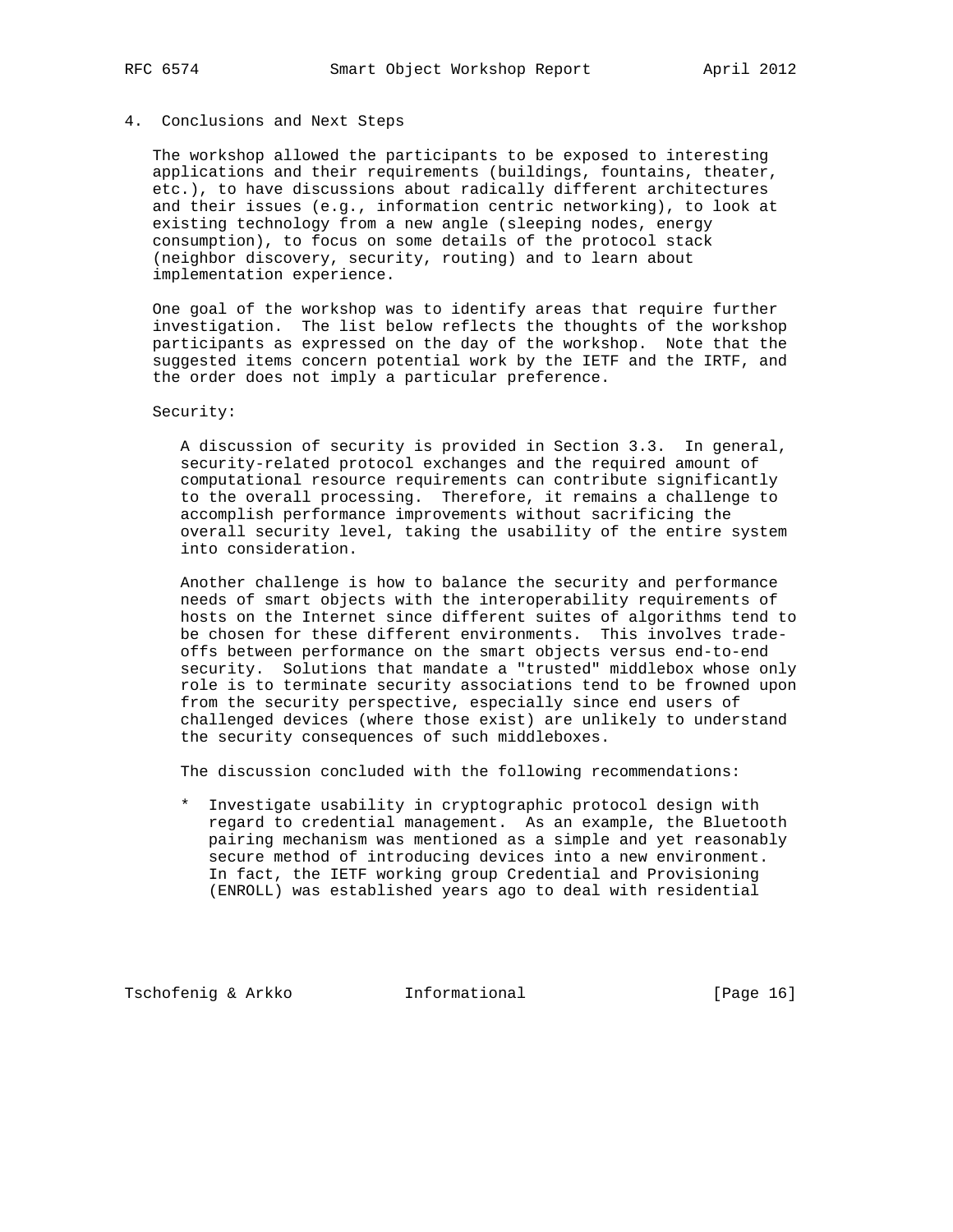## 4. Conclusions and Next Steps

The workshop allowed the participants to be exposed to interesting applications and their requirements (buildings, fountains, theater, etc.), to have discussions about radically different architectures and their issues (e.g., information centric networking), to look at existing technology from a new angle (sleeping nodes, energy consumption), to focus on some details of the protocol stack (neighbor discovery, security, routing) and to learn about implementation experience.

One goal of the workshop was to identify areas that require further investigation. The list below reflects the thoughts of the workshop participants as expressed on the day of the workshop. Note that the suggested items concern potential work by the IETF and the IRTF, and the order does not imply a particular preference.

Security:

A discussion of security is provided in Section 3.3. In general, security-related protocol exchanges and the required amount of computational resource requirements can contribute significantly to the overall processing. Therefore, it remains a challenge to accomplish performance improvements without sacrificing the overall security level, taking the usability of the entire system into consideration.

Another challenge is how to balance the security and performance needs of smart objects with the interoperability requirements of hosts on the Internet since different suites of algorithms tend to be chosen for these different environments. This involves trade-offs between performance on the smart objects versus end-to-end security. Solutions that mandate a "trusted" middlebox whose only role is to terminate security associations tend to be frowned upon from the security perspective, especially since end users of challenged devices (where those exist) are unlikely to understand the security consequences of such middleboxes.

The discussion concluded with the following recommendations:

* Investigate usability in cryptographic protocol design with regard to credential management. As an example, the Bluetooth pairing mechanism was mentioned as a simple and yet reasonably secure method of introducing devices into a new environment. In fact, the IETF working group Credential and Provisioning (ENROLL) was established years ago to deal with residential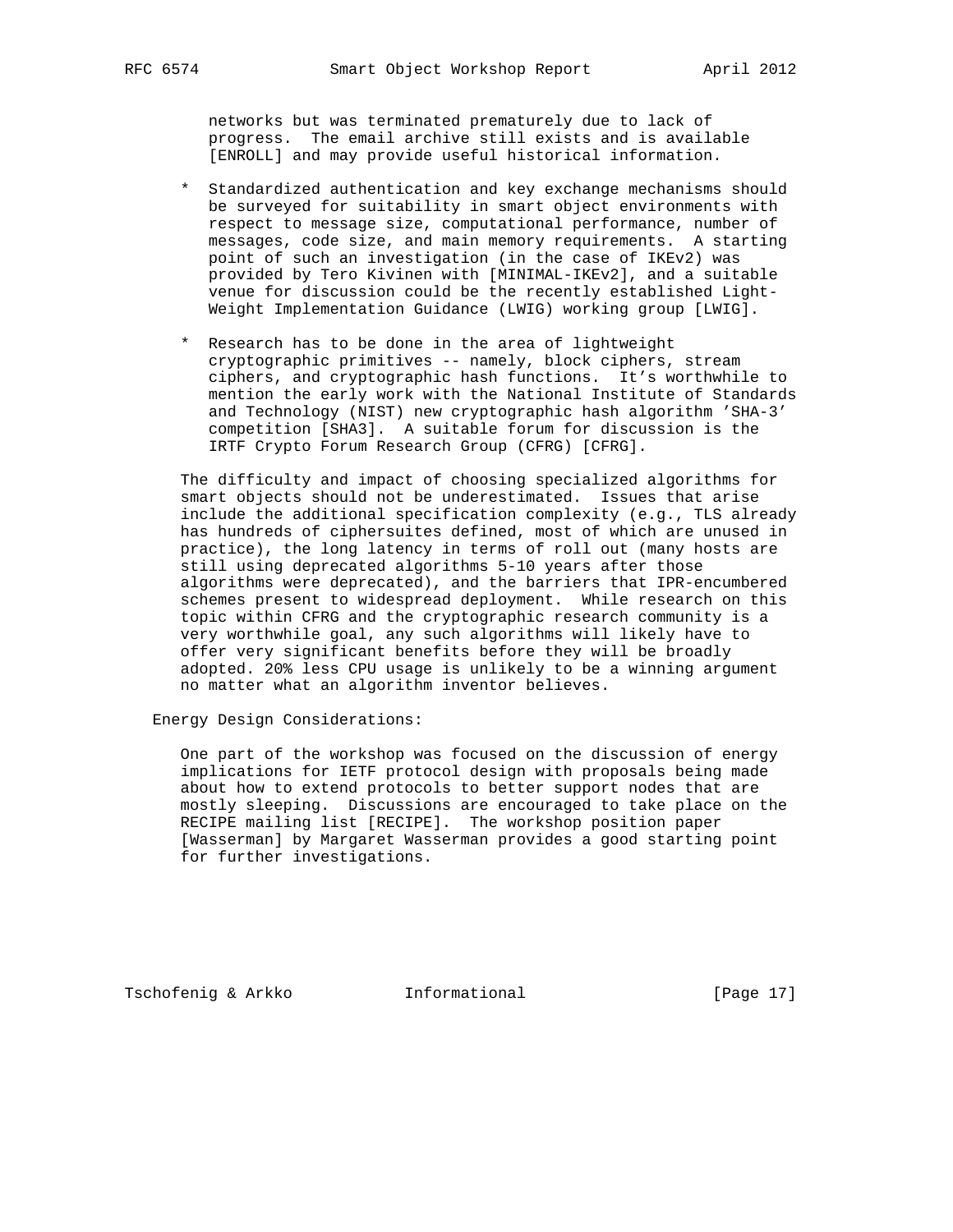networks but was terminated prematurely due to lack of progress. The email archive still exists and is available [ENROLL] and may provide useful historical information.

* Standardized authentication and key exchange mechanisms should be surveyed for suitability in smart object environments with respect to message size, computational performance, number of messages, code size, and main memory requirements. A starting point of such an investigation (in the case of IKEv2) was provided by Tero Kivinen with [MINIMAL-IKEv2], and a suitable venue for discussion could be the recently established Light-Weight Implementation Guidance (LWIG) working group [LWIG].

* Research has to be done in the area of lightweight cryptographic primitives -- namely, block ciphers, stream ciphers, and cryptographic hash functions. It's worthwhile to mention the early work with the National Institute of Standards and Technology (NIST) new cryptographic hash algorithm 'SHA-3' competition [SHA3]. A suitable forum for discussion is the IRTF Crypto Forum Research Group (CFRG) [CFRG].

The difficulty and impact of choosing specialized algorithms for smart objects should not be underestimated. Issues that arise include the additional specification complexity (e.g., TLS already has hundreds of ciphersuites defined, most of which are unused in practice), the long latency in terms of roll out (many hosts are still using deprecated algorithms 5-10 years after those algorithms were deprecated), and the barriers that IPR-encumbered schemes present to widespread deployment. While research on this topic within CFRG and the cryptographic research community is a very worthwhile goal, any such algorithms will likely have to offer very significant benefits before they will be broadly adopted. 20% less CPU usage is unlikely to be a winning argument no matter what an algorithm inventor believes.

Energy Design Considerations:

One part of the workshop was focused on the discussion of energy implications for IETF protocol design with proposals being made about how to extend protocols to better support nodes that are mostly sleeping. Discussions are encouraged to take place on the RECIPE mailing list [RECIPE]. The workshop position paper [Wasserman] by Margaret Wasserman provides a good starting point for further investigations.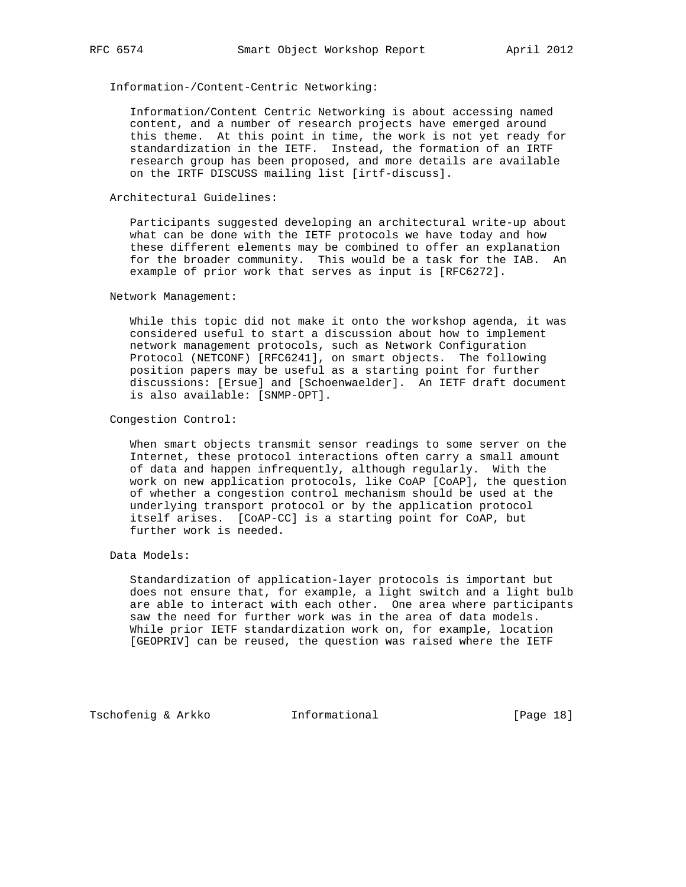Information-/Content-Centric Networking:

Information/Content Centric Networking is about accessing named content, and a number of research projects have emerged around this theme. At this point in time, the work is not yet ready for standardization in the IETF. Instead, the formation of an IRTF research group has been proposed, and more details are available on the IRTF DISCUSS mailing list [irtf-discuss].

Architectural Guidelines:

Participants suggested developing an architectural write-up about what can be done with the IETF protocols we have today and how these different elements may be combined to offer an explanation for the broader community. This would be a task for the IAB. An example of prior work that serves as input is [RFC6272].

Network Management:

While this topic did not make it onto the workshop agenda, it was considered useful to start a discussion about how to implement network management protocols, such as Network Configuration Protocol (NETCONF) [RFC6241], on smart objects. The following position papers may be useful as a starting point for further discussions: [Ersue] and [Schoenwaelder]. An IETF draft document is also available: [SNMP-OPT].

Congestion Control:

When smart objects transmit sensor readings to some server on the Internet, these protocol interactions often carry a small amount of data and happen infrequently, although regularly. With the work on new application protocols, like CoAP [CoAP], the question of whether a congestion control mechanism should be used at the underlying transport protocol or by the application protocol itself arises. [CoAP-CC] is a starting point for CoAP, but further work is needed.

Data Models:

Standardization of application-layer protocols is important but does not ensure that, for example, a light switch and a light bulb are able to interact with each other. One area where participants saw the need for further work was in the area of data models. While prior IETF standardization work on, for example, location [GEOPRIV] can be reused, the question was raised where the IETF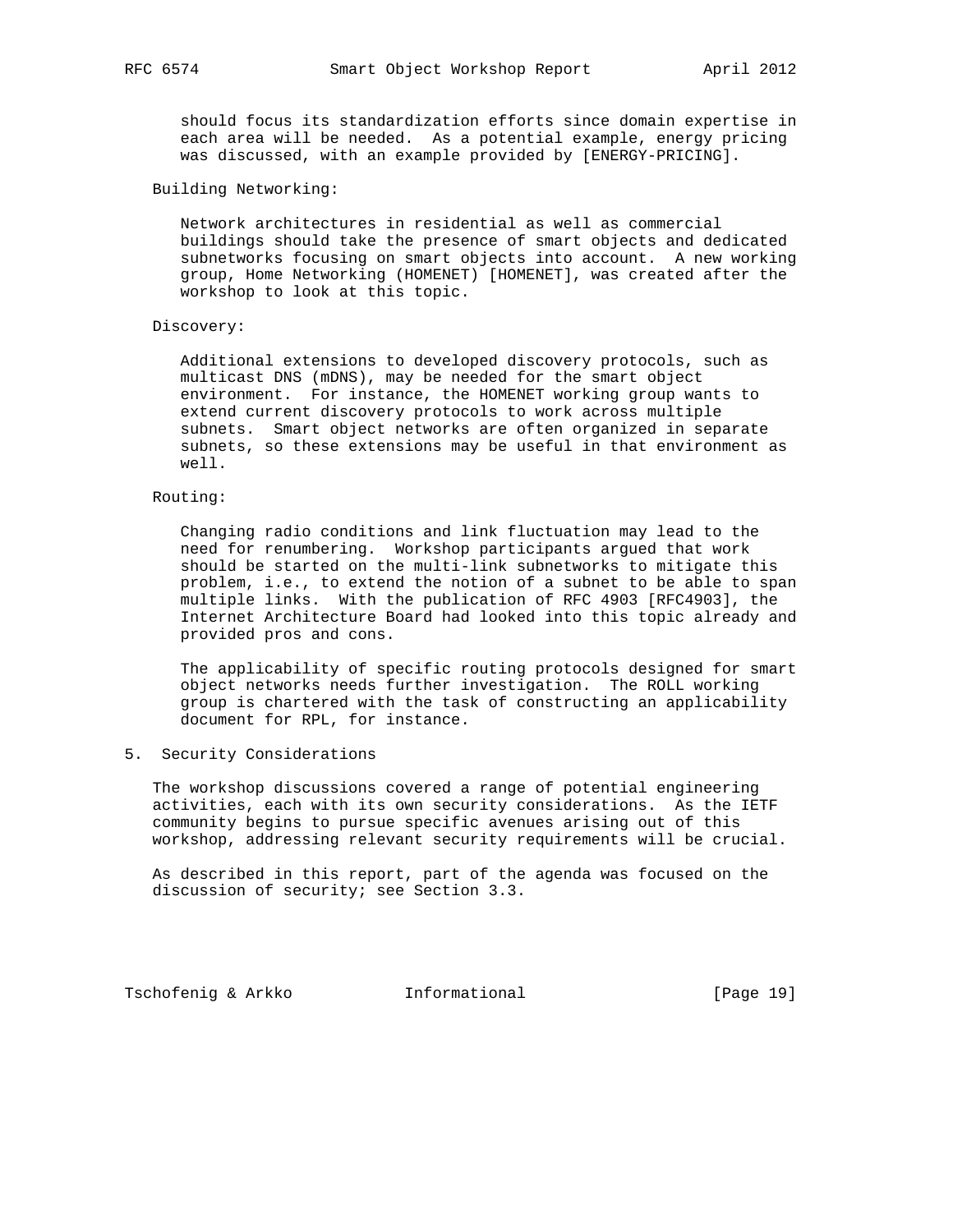should focus its standardization efforts since domain expertise in each area will be needed. As a potential example, energy pricing was discussed, with an example provided by [ENERGY-PRICING].

Building Networking:

Network architectures in residential as well as commercial buildings should take the presence of smart objects and dedicated subnetworks focusing on smart objects into account. A new working group, Home Networking (HOMENET) [HOMENET], was created after the workshop to look at this topic.

Discovery:

Additional extensions to developed discovery protocols, such as multicast DNS (mDNS), may be needed for the smart object environment. For instance, the HOMENET working group wants to extend current discovery protocols to work across multiple subnets. Smart object networks are often organized in separate subnets, so these extensions may be useful in that environment as well.

Routing:

Changing radio conditions and link fluctuation may lead to the need for renumbering. Workshop participants argued that work should be started on the multi-link subnetworks to mitigate this problem, i.e., to extend the notion of a subnet to be able to span multiple links. With the publication of RFC 4903 [RFC4903], the Internet Architecture Board had looked into this topic already and provided pros and cons.

The applicability of specific routing protocols designed for smart object networks needs further investigation. The ROLL working group is chartered with the task of constructing an applicability document for RPL, for instance.

## 5. Security Considerations

The workshop discussions covered a range of potential engineering activities, each with its own security considerations. As the IETF community begins to pursue specific avenues arising out of this workshop, addressing relevant security requirements will be crucial.

As described in this report, part of the agenda was focused on the discussion of security; see Section 3.3.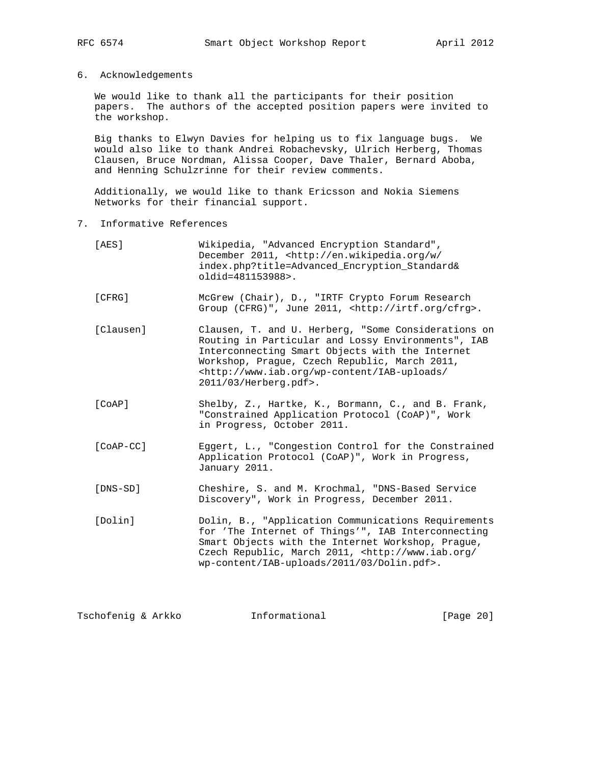## 6. Acknowledgements

We would like to thank all the participants for their position papers. The authors of the accepted position papers were invited to the workshop.

Big thanks to Elwyn Davies for helping us to fix language bugs. We would also like to thank Andrei Robachevsky, Ulrich Herberg, Thomas Clausen, Bruce Nordman, Alissa Cooper, Dave Thaler, Bernard Aboba, and Henning Schulzrinne for their review comments.

Additionally, we would like to thank Ericsson and Nokia Siemens Networks for their financial support.

## 7. Informative References

[AES] Wikipedia, "Advanced Encryption Standard", December 2011, <http://en.wikipedia.org/w/index.php?title=Advanced_Encryption_Standard&oldid=481153988>.

[CFRG] McGrew (Chair), D., "IRTF Crypto Forum Research Group (CFRG)", June 2011, <http://irtf.org/cfrg>.

[Clausen] Clausen, T. and U. Herberg, "Some Considerations on Routing in Particular and Lossy Environments", IAB Interconnecting Smart Objects with the Internet Workshop, Prague, Czech Republic, March 2011, <http://www.iab.org/wp-content/IAB-uploads/2011/03/Herberg.pdf>.

[CoAP] Shelby, Z., Hartke, K., Bormann, C., and B. Frank, "Constrained Application Protocol (CoAP)", Work in Progress, October 2011.

[CoAP-CC] Eggert, L., "Congestion Control for the Constrained Application Protocol (CoAP)", Work in Progress, January 2011.

[DNS-SD] Cheshire, S. and M. Krochmal, "DNS-Based Service Discovery", Work in Progress, December 2011.

[Dolin] Dolin, B., "Application Communications Requirements for 'The Internet of Things'", IAB Interconnecting Smart Objects with the Internet Workshop, Prague, Czech Republic, March 2011, <http://www.iab.org/wp-content/IAB-uploads/2011/03/Dolin.pdf>.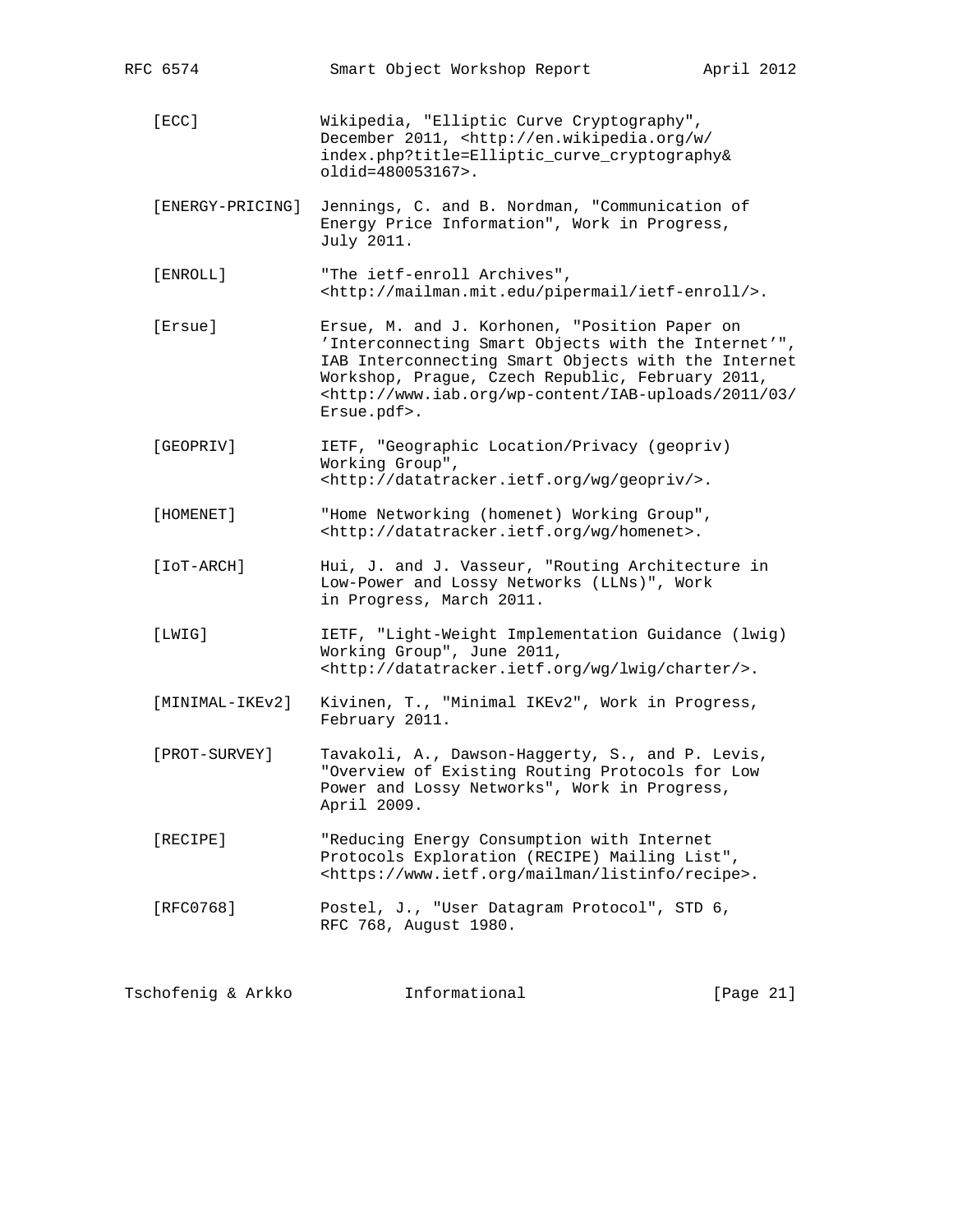[ECC] Wikipedia, "Elliptic Curve Cryptography", December 2011, <http://en.wikipedia.org/w/index.php?title=Elliptic_curve_cryptography&oldid=480053167>.

[ENERGY-PRICING] Jennings, C. and B. Nordman, "Communication of Energy Price Information", Work in Progress, July 2011.

[ENROLL] "The ietf-enroll Archives", <http://mailman.mit.edu/pipermail/ietf-enroll/>.

[Ersue] Ersue, M. and J. Korhonen, "Position Paper on 'Interconnecting Smart Objects with the Internet'", IAB Interconnecting Smart Objects with the Internet Workshop, Prague, Czech Republic, February 2011, <http://www.iab.org/wp-content/IAB-uploads/2011/03/Ersue.pdf>.

[GEOPRIV] IETF, "Geographic Location/Privacy (geopriv) Working Group", <http://datatracker.ietf.org/wg/geopriv/>.

[HOMENET] "Home Networking (homenet) Working Group", <http://datatracker.ietf.org/wg/homenet>.

[IoT-ARCH] Hui, J. and J. Vasseur, "Routing Architecture in Low-Power and Lossy Networks (LLNs)", Work in Progress, March 2011.

[LWIG] IETF, "Light-Weight Implementation Guidance (lwig) Working Group", June 2011, <http://datatracker.ietf.org/wg/lwig/charter/>.

[MINIMAL-IKEv2] Kivinen, T., "Minimal IKEv2", Work in Progress, February 2011.

[PROT-SURVEY] Tavakoli, A., Dawson-Haggerty, S., and P. Levis, "Overview of Existing Routing Protocols for Low Power and Lossy Networks", Work in Progress, April 2009.

[RECIPE] "Reducing Energy Consumption with Internet Protocols Exploration (RECIPE) Mailing List", <https://www.ietf.org/mailman/listinfo/recipe>.

[RFC0768] Postel, J., "User Datagram Protocol", STD 6, RFC 768, August 1980.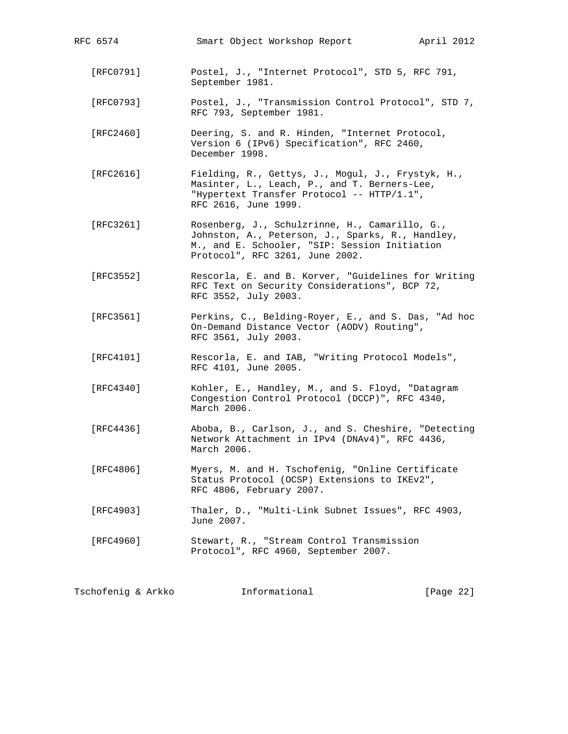[RFC0791] Postel, J., "Internet Protocol", STD 5, RFC 791, September 1981.

[RFC0793] Postel, J., "Transmission Control Protocol", STD 7, RFC 793, September 1981.

[RFC2460] Deering, S. and R. Hinden, "Internet Protocol, Version 6 (IPv6) Specification", RFC 2460, December 1998.

[RFC2616] Fielding, R., Gettys, J., Mogul, J., Frystyk, H., Masinter, L., Leach, P., and T. Berners-Lee, "Hypertext Transfer Protocol -- HTTP/1.1", RFC 2616, June 1999.

[RFC3261] Rosenberg, J., Schulzrinne, H., Camarillo, G., Johnston, A., Peterson, J., Sparks, R., Handley, M., and E. Schooler, "SIP: Session Initiation Protocol", RFC 3261, June 2002.

[RFC3552] Rescorla, E. and B. Korver, "Guidelines for Writing RFC Text on Security Considerations", BCP 72, RFC 3552, July 2003.

[RFC3561] Perkins, C., Belding-Royer, E., and S. Das, "Ad hoc On-Demand Distance Vector (AODV) Routing", RFC 3561, July 2003.

[RFC4101] Rescorla, E. and IAB, "Writing Protocol Models", RFC 4101, June 2005.

[RFC4340] Kohler, E., Handley, M., and S. Floyd, "Datagram Congestion Control Protocol (DCCP)", RFC 4340, March 2006.

[RFC4436] Aboba, B., Carlson, J., and S. Cheshire, "Detecting Network Attachment in IPv4 (DNAv4)", RFC 4436, March 2006.

[RFC4806] Myers, M. and H. Tschofenig, "Online Certificate Status Protocol (OCSP) Extensions to IKEv2", RFC 4806, February 2007.

[RFC4903] Thaler, D., "Multi-Link Subnet Issues", RFC 4903, June 2007.

[RFC4960] Stewart, R., "Stream Control Transmission Protocol", RFC 4960, September 2007.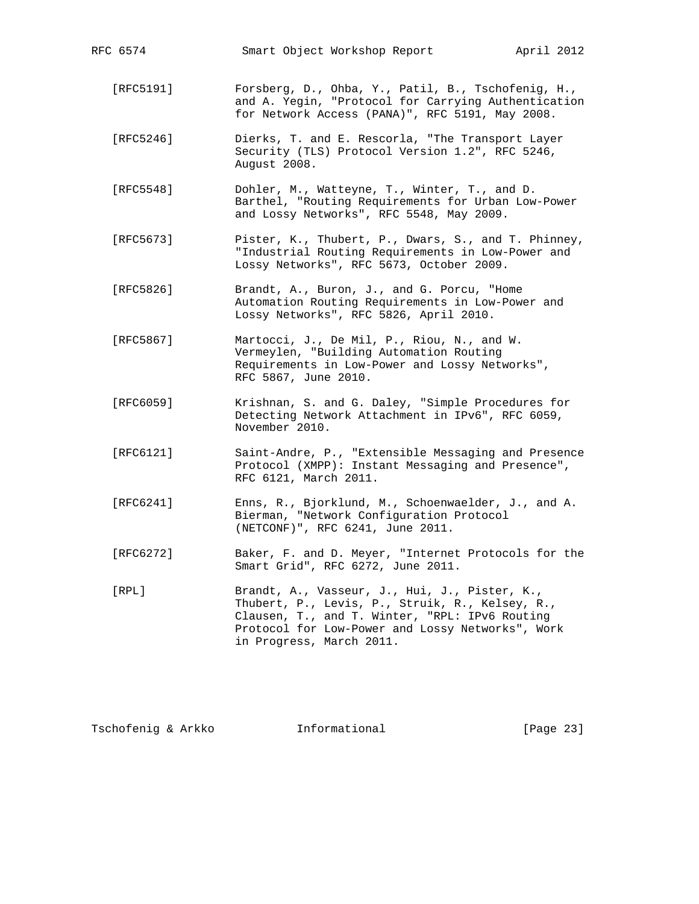[RFC5191] Forsberg, D., Ohba, Y., Patil, B., Tschofenig, H., and A. Yegin, "Protocol for Carrying Authentication for Network Access (PANA)", RFC 5191, May 2008.

[RFC5246] Dierks, T. and E. Rescorla, "The Transport Layer Security (TLS) Protocol Version 1.2", RFC 5246, August 2008.

[RFC5548] Dohler, M., Watteyne, T., Winter, T., and D. Barthel, "Routing Requirements for Urban Low-Power and Lossy Networks", RFC 5548, May 2009.

[RFC5673] Pister, K., Thubert, P., Dwars, S., and T. Phinney, "Industrial Routing Requirements in Low-Power and Lossy Networks", RFC 5673, October 2009.

[RFC5826] Brandt, A., Buron, J., and G. Porcu, "Home Automation Routing Requirements in Low-Power and Lossy Networks", RFC 5826, April 2010.

[RFC5867] Martocci, J., De Mil, P., Riou, N., and W. Vermeylen, "Building Automation Routing Requirements in Low-Power and Lossy Networks", RFC 5867, June 2010.

[RFC6059] Krishnan, S. and G. Daley, "Simple Procedures for Detecting Network Attachment in IPv6", RFC 6059, November 2010.

[RFC6121] Saint-Andre, P., "Extensible Messaging and Presence Protocol (XMPP): Instant Messaging and Presence", RFC 6121, March 2011.

[RFC6241] Enns, R., Bjorklund, M., Schoenwaelder, J., and A. Bierman, "Network Configuration Protocol (NETCONF)", RFC 6241, June 2011.

[RFC6272] Baker, F. and D. Meyer, "Internet Protocols for the Smart Grid", RFC 6272, June 2011.

[RPL] Brandt, A., Vasseur, J., Hui, J., Pister, K., Thubert, P., Levis, P., Struik, R., Kelsey, R., Clausen, T., and T. Winter, "RPL: IPv6 Routing Protocol for Low-Power and Lossy Networks", Work in Progress, March 2011.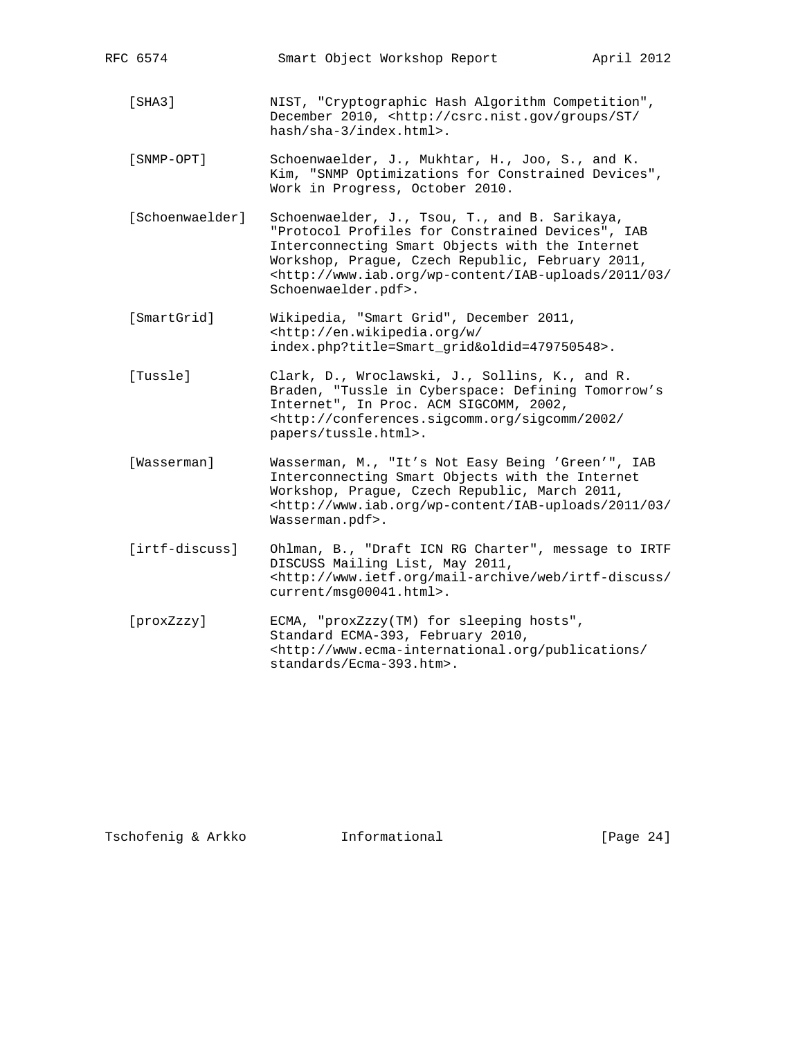[SHA3] NIST, "Cryptographic Hash Algorithm Competition", December 2010, <http://csrc.nist.gov/groups/ST/hash/sha-3/index.html>.

[SNMP-OPT] Schoenwaelder, J., Mukhtar, H., Joo, S., and K. Kim, "SNMP Optimizations for Constrained Devices", Work in Progress, October 2010.

[Schoenwaelder] Schoenwaelder, J., Tsou, T., and B. Sarikaya, "Protocol Profiles for Constrained Devices", IAB Interconnecting Smart Objects with the Internet Workshop, Prague, Czech Republic, February 2011, <http://www.iab.org/wp-content/IAB-uploads/2011/03/Schoenwaelder.pdf>.

[SmartGrid] Wikipedia, "Smart Grid", December 2011, <http://en.wikipedia.org/w/index.php?title=Smart_grid&oldid=479750548>.

[Tussle] Clark, D., Wroclawski, J., Sollins, K., and R. Braden, "Tussle in Cyberspace: Defining Tomorrow's Internet", In Proc. ACM SIGCOMM, 2002, <http://conferences.sigcomm.org/sigcomm/2002/papers/tussle.html>.

[Wasserman] Wasserman, M., "It's Not Easy Being 'Green'", IAB Interconnecting Smart Objects with the Internet Workshop, Prague, Czech Republic, March 2011, <http://www.iab.org/wp-content/IAB-uploads/2011/03/Wasserman.pdf>.

[irtf-discuss] Ohlman, B., "Draft ICN RG Charter", message to IRTF DISCUSS Mailing List, May 2011, <http://www.ietf.org/mail-archive/web/irtf-discuss/current/msg00041.html>.

[proxZzzy] ECMA, "proxZzzy(TM) for sleeping hosts", Standard ECMA-393, February 2010, <http://www.ecma-international.org/publications/standards/Ecma-393.htm>.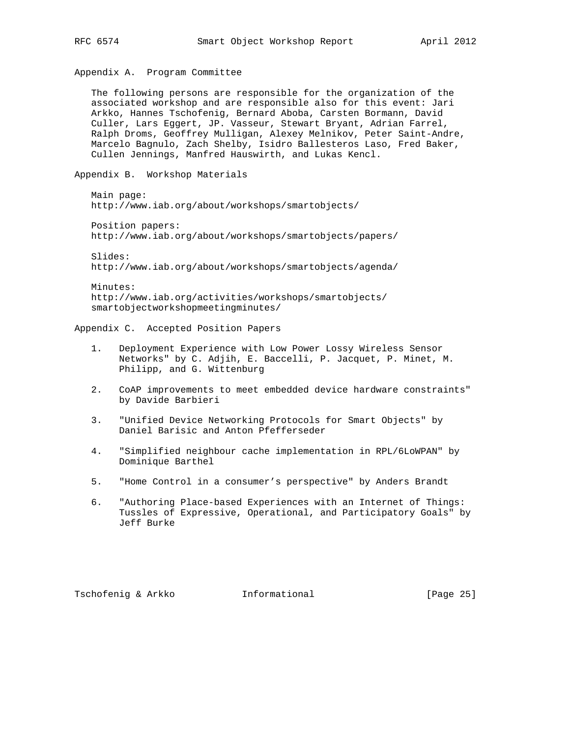## Appendix A. Program Committee

The following persons are responsible for the organization of the associated workshop and are responsible also for this event: Jari Arkko, Hannes Tschofenig, Bernard Aboba, Carsten Bormann, David Culler, Lars Eggert, JP. Vasseur, Stewart Bryant, Adrian Farrel, Ralph Droms, Geoffrey Mulligan, Alexey Melnikov, Peter Saint-Andre, Marcelo Bagnulo, Zach Shelby, Isidro Ballesteros Laso, Fred Baker, Cullen Jennings, Manfred Hauswirth, and Lukas Kencl.

## Appendix B. Workshop Materials

Main page:
http://www.iab.org/about/workshops/smartobjects/

Position papers:
http://www.iab.org/about/workshops/smartobjects/papers/

Slides:
http://www.iab.org/about/workshops/smartobjects/agenda/

Minutes:
http://www.iab.org/activities/workshops/smartobjects/smartobjectworkshopmeetingminutes/

## Appendix C. Accepted Position Papers

1. Deployment Experience with Low Power Lossy Wireless Sensor Networks" by C. Adjih, E. Baccelli, P. Jacquet, P. Minet, M. Philipp, and G. Wittenburg

2. CoAP improvements to meet embedded device hardware constraints" by Davide Barbieri

3. "Unified Device Networking Protocols for Smart Objects" by Daniel Barisic and Anton Pfefferseder

4. "Simplified neighbour cache implementation in RPL/6LoWPAN" by Dominique Barthel

5. "Home Control in a consumer’s perspective" by Anders Brandt

6. "Authoring Place-based Experiences with an Internet of Things: Tussles of Expressive, Operational, and Participatory Goals" by Jeff Burke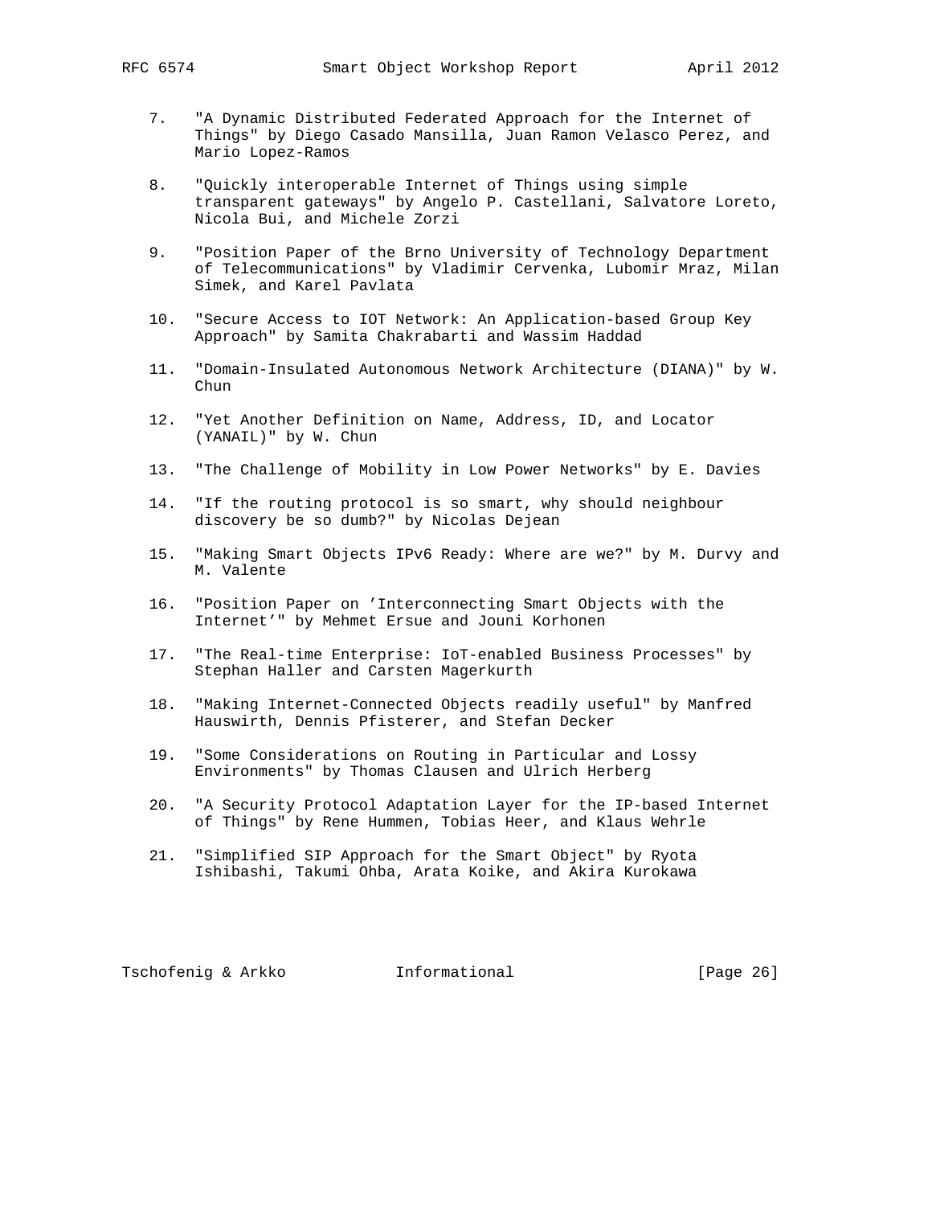7. "A Dynamic Distributed Federated Approach for the Internet of Things" by Diego Casado Mansilla, Juan Ramon Velasco Perez, and Mario Lopez-Ramos

8. "Quickly interoperable Internet of Things using simple transparent gateways" by Angelo P. Castellani, Salvatore Loreto, Nicola Bui, and Michele Zorzi

9. "Position Paper of the Brno University of Technology Department of Telecommunications" by Vladimir Cervenka, Lubomir Mraz, Milan Simek, and Karel Pavlata

10. "Secure Access to IOT Network: An Application-based Group Key Approach" by Samita Chakrabarti and Wassim Haddad

11. "Domain-Insulated Autonomous Network Architecture (DIANA)" by W. Chun

12. "Yet Another Definition on Name, Address, ID, and Locator (YANAIL)" by W. Chun

13. "The Challenge of Mobility in Low Power Networks" by E. Davies

14. "If the routing protocol is so smart, why should neighbour discovery be so dumb?" by Nicolas Dejean

15. "Making Smart Objects IPv6 Ready: Where are we?" by M. Durvy and M. Valente

16. "Position Paper on 'Interconnecting Smart Objects with the Internet'" by Mehmet Ersue and Jouni Korhonen

17. "The Real-time Enterprise: IoT-enabled Business Processes" by Stephan Haller and Carsten Magerkurth

18. "Making Internet-Connected Objects readily useful" by Manfred Hauswirth, Dennis Pfisterer, and Stefan Decker

19. "Some Considerations on Routing in Particular and Lossy Environments" by Thomas Clausen and Ulrich Herberg

20. "A Security Protocol Adaptation Layer for the IP-based Internet of Things" by Rene Hummen, Tobias Heer, and Klaus Wehrle

21. "Simplified SIP Approach for the Smart Object" by Ryota Ishibashi, Takumi Ohba, Arata Koike, and Akira Kurokawa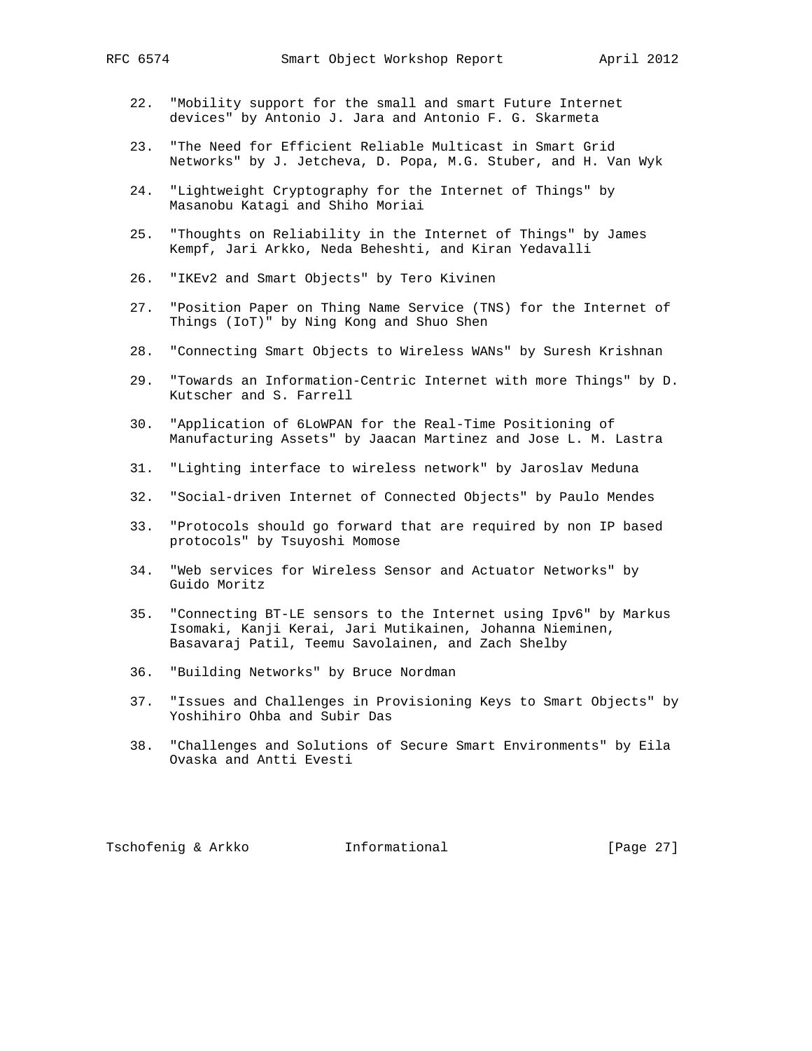22. "Mobility support for the small and smart Future Internet devices" by Antonio J. Jara and Antonio F. G. Skarmeta

23. "The Need for Efficient Reliable Multicast in Smart Grid Networks" by J. Jetcheva, D. Popa, M.G. Stuber, and H. Van Wyk

24. "Lightweight Cryptography for the Internet of Things" by Masanobu Katagi and Shiho Moriai

25. "Thoughts on Reliability in the Internet of Things" by James Kempf, Jari Arkko, Neda Beheshti, and Kiran Yedavalli

26. "IKEv2 and Smart Objects" by Tero Kivinen

27. "Position Paper on Thing Name Service (TNS) for the Internet of Things (IoT)" by Ning Kong and Shuo Shen

28. "Connecting Smart Objects to Wireless WANs" by Suresh Krishnan

29. "Towards an Information-Centric Internet with more Things" by D. Kutscher and S. Farrell

30. "Application of 6LoWPAN for the Real-Time Positioning of Manufacturing Assets" by Jaacan Martinez and Jose L. M. Lastra

31. "Lighting interface to wireless network" by Jaroslav Meduna

32. "Social-driven Internet of Connected Objects" by Paulo Mendes

33. "Protocols should go forward that are required by non IP based protocols" by Tsuyoshi Momose

34. "Web services for Wireless Sensor and Actuator Networks" by Guido Moritz

35. "Connecting BT-LE sensors to the Internet using Ipv6" by Markus Isomaki, Kanji Kerai, Jari Mutikainen, Johanna Nieminen, Basavaraj Patil, Teemu Savolainen, and Zach Shelby

36. "Building Networks" by Bruce Nordman

37. "Issues and Challenges in Provisioning Keys to Smart Objects" by Yoshihiro Ohba and Subir Das

38. "Challenges and Solutions of Secure Smart Environments" by Eila Ovaska and Antti Evesti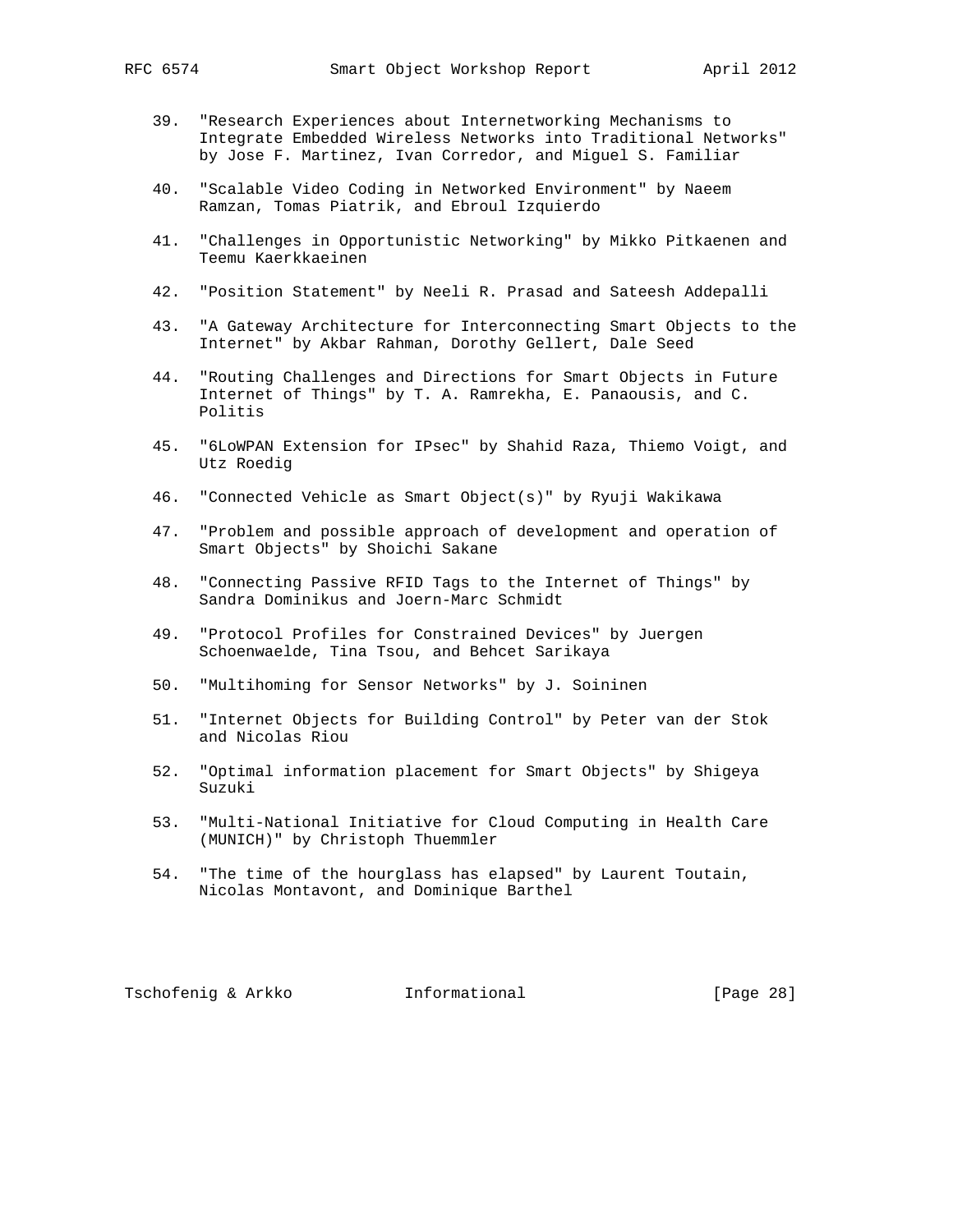39. "Research Experiences about Internetworking Mechanisms to Integrate Embedded Wireless Networks into Traditional Networks" by Jose F. Martinez, Ivan Corredor, and Miguel S. Familiar

40. "Scalable Video Coding in Networked Environment" by Naeem Ramzan, Tomas Piatrik, and Ebroul Izquierdo

41. "Challenges in Opportunistic Networking" by Mikko Pitkaenen and Teemu Kaerkkaeinen

42. "Position Statement" by Neeli R. Prasad and Sateesh Addepalli

43. "A Gateway Architecture for Interconnecting Smart Objects to the Internet" by Akbar Rahman, Dorothy Gellert, Dale Seed

44. "Routing Challenges and Directions for Smart Objects in Future Internet of Things" by T. A. Ramrekha, E. Panaousis, and C. Politis

45. "6LoWPAN Extension for IPsec" by Shahid Raza, Thiemo Voigt, and Utz Roedig

46. "Connected Vehicle as Smart Object(s)" by Ryuji Wakikawa

47. "Problem and possible approach of development and operation of Smart Objects" by Shoichi Sakane

48. "Connecting Passive RFID Tags to the Internet of Things" by Sandra Dominikus and Joern-Marc Schmidt

49. "Protocol Profiles for Constrained Devices" by Juergen Schoenwaelde, Tina Tsou, and Behcet Sarikaya

50. "Multihoming for Sensor Networks" by J. Soininen

51. "Internet Objects for Building Control" by Peter van der Stok and Nicolas Riou

52. "Optimal information placement for Smart Objects" by Shigeya Suzuki

53. "Multi-National Initiative for Cloud Computing in Health Care (MUNICH)" by Christoph Thuemmler

54. "The time of the hourglass has elapsed" by Laurent Toutain, Nicolas Montavont, and Dominique Barthel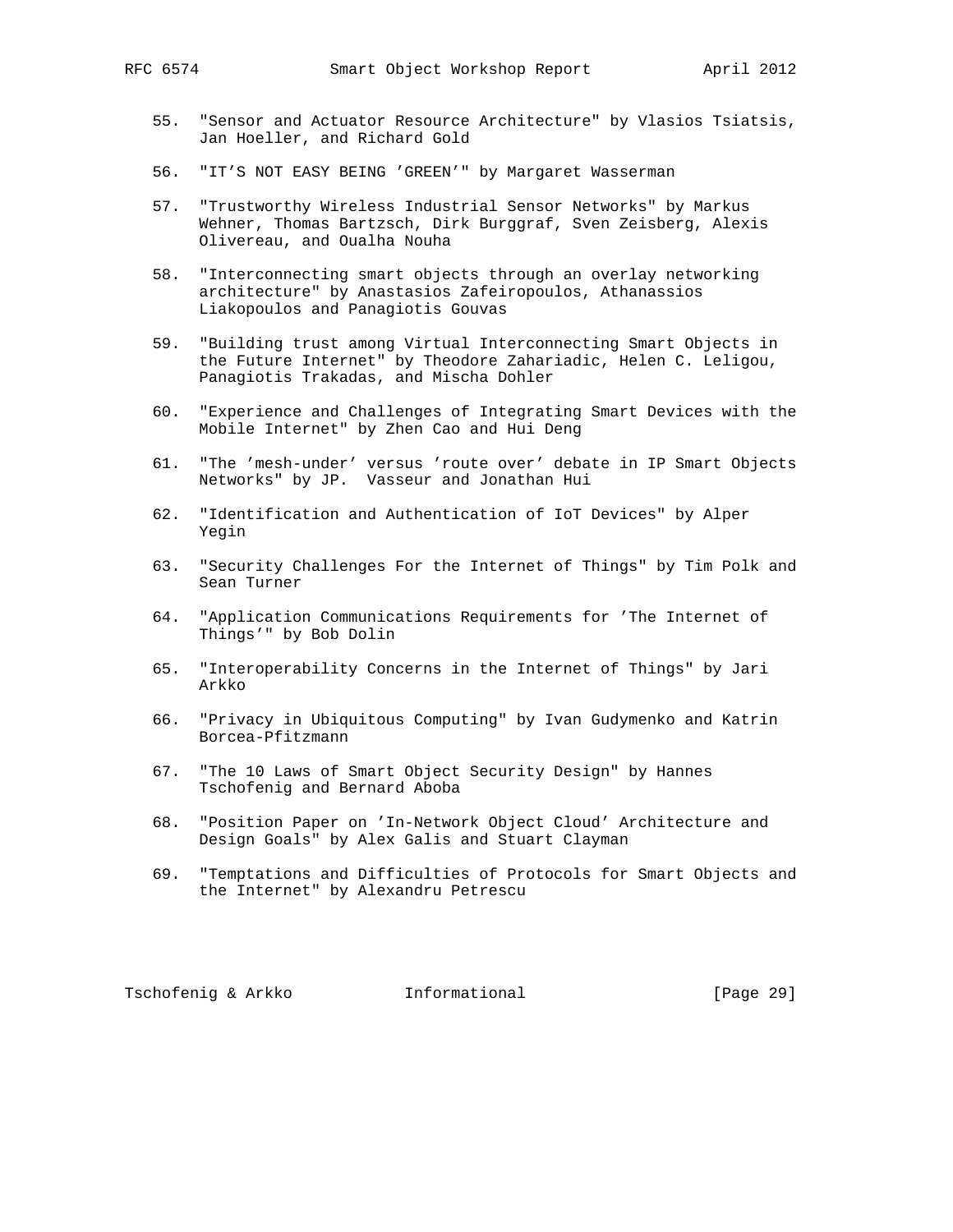55. "Sensor and Actuator Resource Architecture" by Vlasios Tsiatsis, Jan Hoeller, and Richard Gold

56. "IT'S NOT EASY BEING 'GREEN'" by Margaret Wasserman

57. "Trustworthy Wireless Industrial Sensor Networks" by Markus Wehner, Thomas Bartzsch, Dirk Burggraf, Sven Zeisberg, Alexis Olivereau, and Oualha Nouha

58. "Interconnecting smart objects through an overlay networking architecture" by Anastasios Zafeiropoulos, Athanassios Liakopoulos and Panagiotis Gouvas

59. "Building trust among Virtual Interconnecting Smart Objects in the Future Internet" by Theodore Zahariadic, Helen C. Leligou, Panagiotis Trakadas, and Mischa Dohler

60. "Experience and Challenges of Integrating Smart Devices with the Mobile Internet" by Zhen Cao and Hui Deng

61. "The 'mesh-under' versus 'route over' debate in IP Smart Objects Networks" by JP. Vasseur and Jonathan Hui

62. "Identification and Authentication of IoT Devices" by Alper Yegin

63. "Security Challenges For the Internet of Things" by Tim Polk and Sean Turner

64. "Application Communications Requirements for 'The Internet of Things'" by Bob Dolin

65. "Interoperability Concerns in the Internet of Things" by Jari Arkko

66. "Privacy in Ubiquitous Computing" by Ivan Gudymenko and Katrin Borcea-Pfitzmann

67. "The 10 Laws of Smart Object Security Design" by Hannes Tschofenig and Bernard Aboba

68. "Position Paper on 'In-Network Object Cloud' Architecture and Design Goals" by Alex Galis and Stuart Clayman

69. "Temptations and Difficulties of Protocols for Smart Objects and the Internet" by Alexandru Petrescu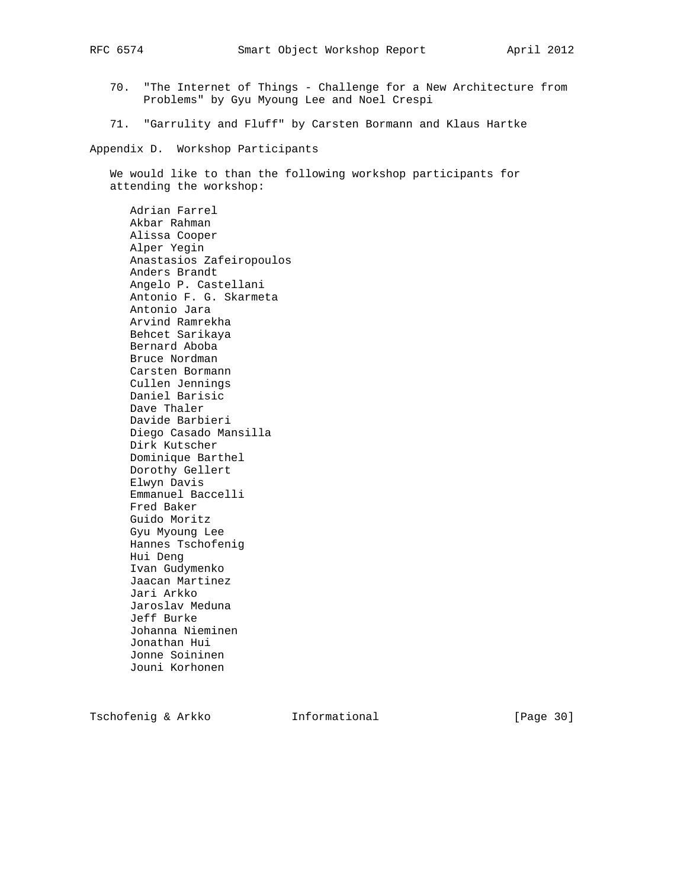70. "The Internet of Things - Challenge for a New Architecture from Problems" by Gyu Myoung Lee and Noel Crespi

71. "Garrulity and Fluff" by Carsten Bormann and Klaus Hartke

## Appendix D. Workshop Participants

We would like to than the following workshop participants for attending the workshop:

- Adrian Farrel
- Akbar Rahman
- Alissa Cooper
- Alper Yegin
- Anastasios Zafeiropoulos
- Anders Brandt
- Angelo P. Castellani
- Antonio F. G. Skarmeta
- Antonio Jara
- Arvind Ramrekha
- Behcet Sarikaya
- Bernard Aboba
- Bruce Nordman
- Carsten Bormann
- Cullen Jennings
- Daniel Barisic
- Dave Thaler
- Davide Barbieri
- Diego Casado Mansilla
- Dirk Kutscher
- Dominique Barthel
- Dorothy Gellert
- Elwyn Davis
- Emmanuel Baccelli
- Fred Baker
- Guido Moritz
- Gyu Myoung Lee
- Hannes Tschofenig
- Hui Deng
- Ivan Gudymenko
- Jaacan Martinez
- Jari Arkko
- Jaroslav Meduna
- Jeff Burke
- Johanna Nieminen
- Jonathan Hui
- Jonne Soininen
- Jouni Korhonen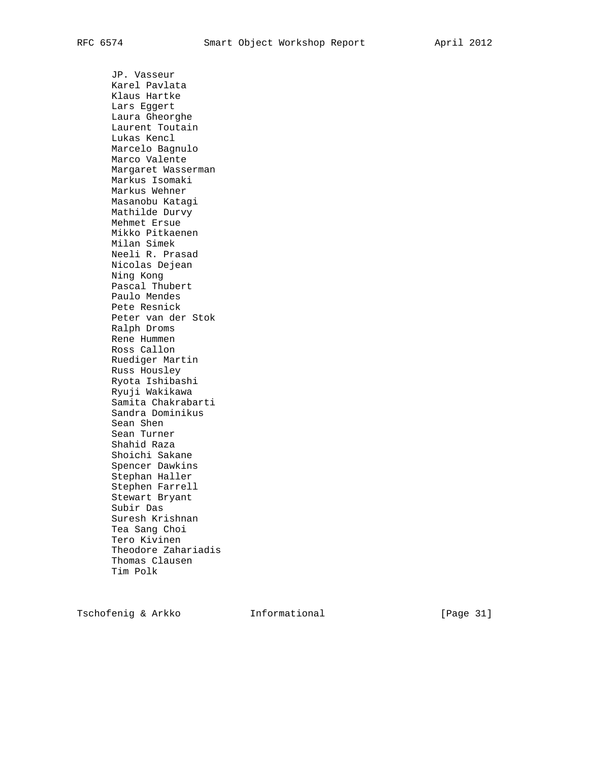JP. Vasseur
Karel Pavlata
Klaus Hartke
Lars Eggert
Laura Gheorghe
Laurent Toutain
Lukas Kencl
Marcelo Bagnulo
Marco Valente
Margaret Wasserman
Markus Isomaki
Markus Wehner
Masanobu Katagi
Mathilde Durvy
Mehmet Ersue
Mikko Pitkaenen
Milan Simek
Neeli R. Prasad
Nicolas Dejean
Ning Kong
Pascal Thubert
Paulo Mendes
Pete Resnick
Peter van der Stok
Ralph Droms
Rene Hummen
Ross Callon
Ruediger Martin
Russ Housley
Ryota Ishibashi
Ryuji Wakikawa
Samita Chakrabarti
Sandra Dominikus
Sean Shen
Sean Turner
Shahid Raza
Shoichi Sakane
Spencer Dawkins
Stephan Haller
Stephen Farrell
Stewart Bryant
Subir Das
Suresh Krishnan
Tea Sang Choi
Tero Kivinen
Theodore Zahariadis
Thomas Clausen
Tim Polk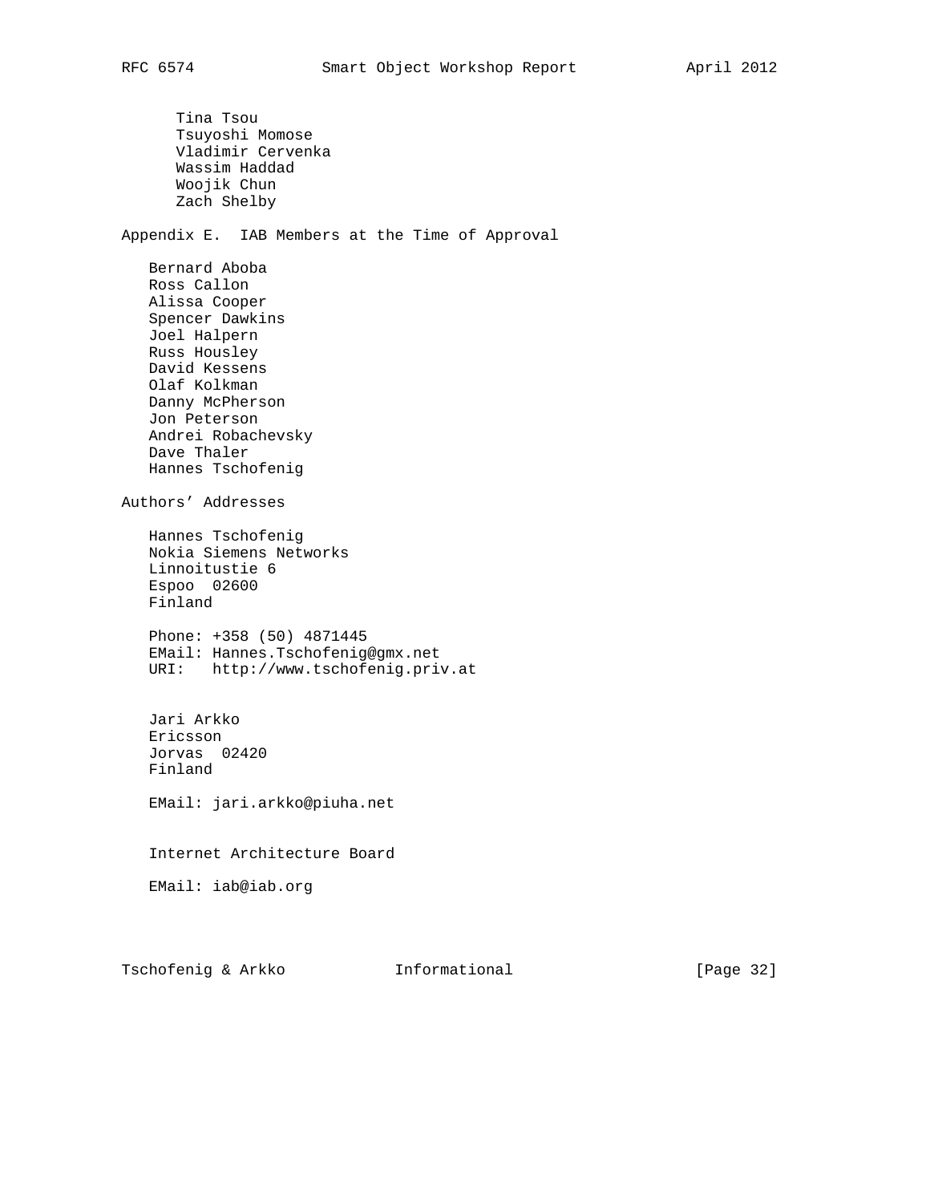Tina Tsou
Tsuyoshi Momose
Vladimir Cervenka
Wassim Haddad
Woojik Chun
Zach Shelby

## Appendix E. IAB Members at the Time of Approval

Bernard Aboba
Ross Callon
Alissa Cooper
Spencer Dawkins
Joel Halpern
Russ Housley
David Kessens
Olaf Kolkman
Danny McPherson
Jon Peterson
Andrei Robachevsky
Dave Thaler
Hannes Tschofenig

## Authors' Addresses

Hannes Tschofenig
Nokia Siemens Networks
Linnoitustie 6
Espoo 02600
Finland

Phone: +358 (50) 4871445
EMail: Hannes.Tschofenig@gmx.net
URI: http://www.tschofenig.priv.at

Jari Arkko
Ericsson
Jorvas 02420
Finland

EMail: jari.arkko@piuha.net

Internet Architecture Board

EMail: iab@iab.org